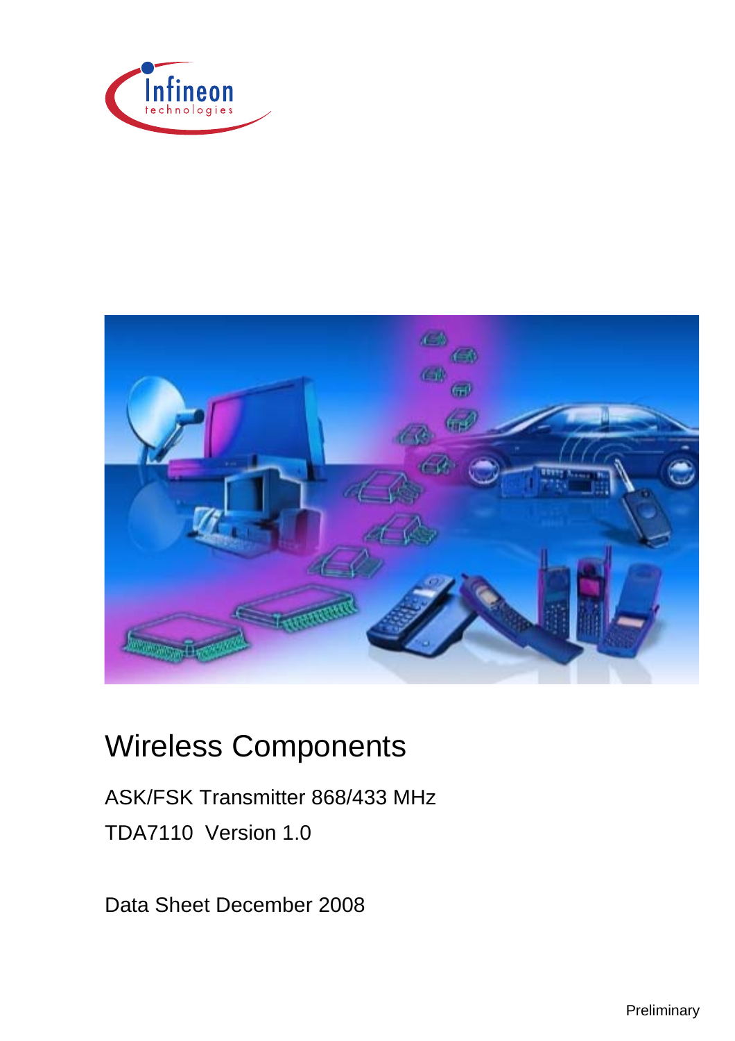# Wireless Components

ASK/FSK Transmitter 868/433 MHz

TDA7110 Version 1.0

Data Sheet December 2008

Preliminary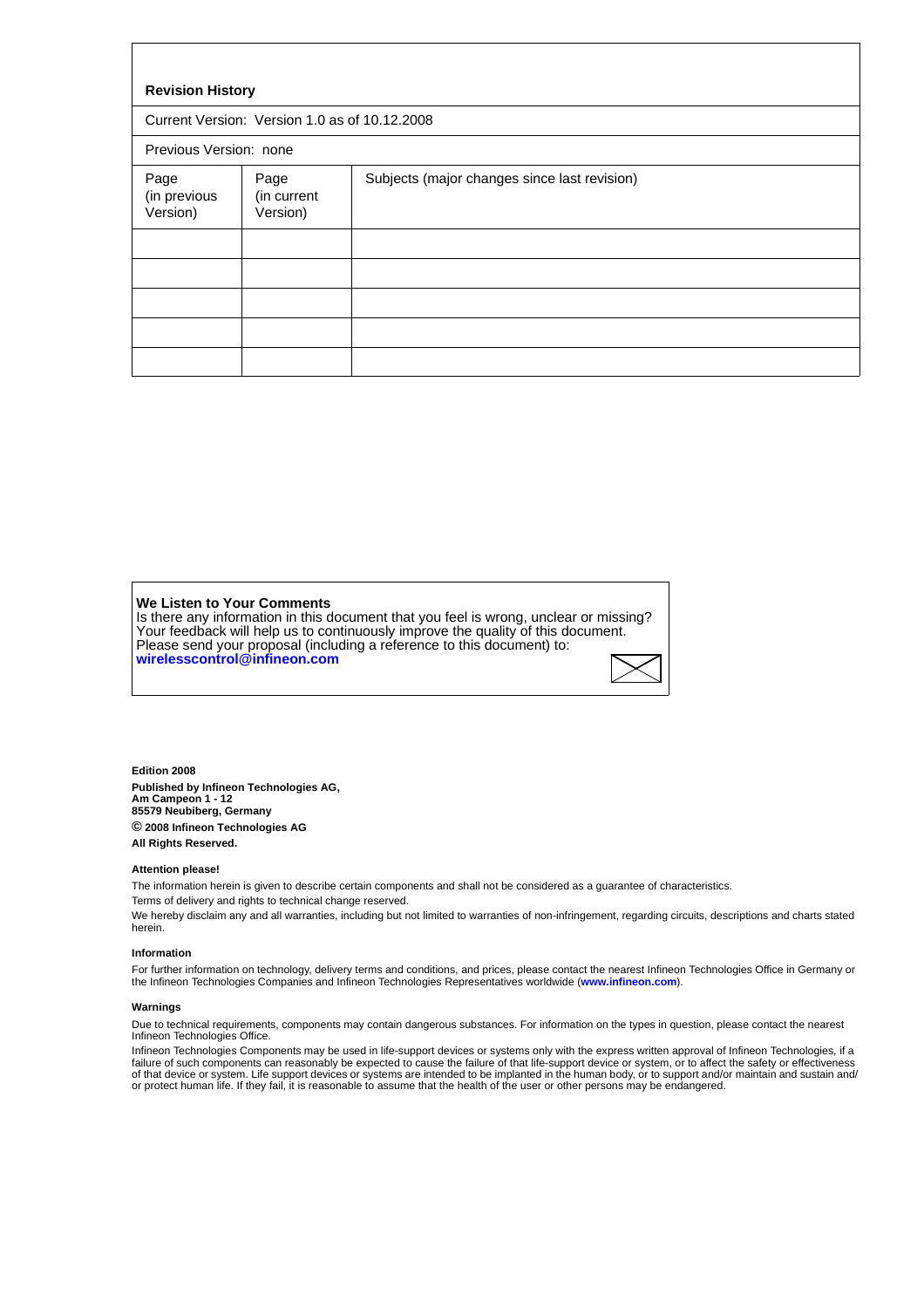**Revision History**

Current Version: Version 1.0 as of 10.12.2008

Previous Version: none

| Page (in previous Version) | Page (in current Version) | Subjects (major changes since last revision) |
|---|---|---|
| | | |
| | | |
| | | |
| | | |
| | | |

**We Listen to Your Comments**
Is there any information in this document that you feel is wrong, unclear or missing?
Your feedback will help us to continuously improve the quality of this document.
Please send your proposal (including a reference to this document) to:
**wirelesscontrol@infineon.com**

**Edition 2008**

**Published by Infineon Technologies AG,**
**Am Campeon 1 - 12**
**85579 Neubiberg, Germany**
**© 2008 Infineon Technologies AG**
**All Rights Reserved.**

**Attention please!**

The information herein is given to describe certain components and shall not be considered as a guarantee of characteristics.

Terms of delivery and rights to technical change reserved.

We hereby disclaim any and all warranties, including but not limited to warranties of non-infringement, regarding circuits, descriptions and charts stated herein.

**Information**

For further information on technology, delivery terms and conditions, and prices, please contact the nearest Infineon Technologies Office in Germany or the Infineon Technologies Companies and Infineon Technologies Representatives worldwide (**www.infineon.com**).

**Warnings**

Due to technical requirements, components may contain dangerous substances. For information on the types in question, please contact the nearest Infineon Technologies Office.

Infineon Technologies Components may be used in life-support devices or systems only with the express written approval of Infineon Technologies, if a failure of such components can reasonably be expected to cause the failure of that life-support device or system, or to affect the safety or effectiveness of that device or system. Life support devices or systems are intended to be implanted in the human body, or to support and/or maintain and sustain and/or protect human life. If they fail, it is reasonable to assume that the health of the user or other persons may be endangered.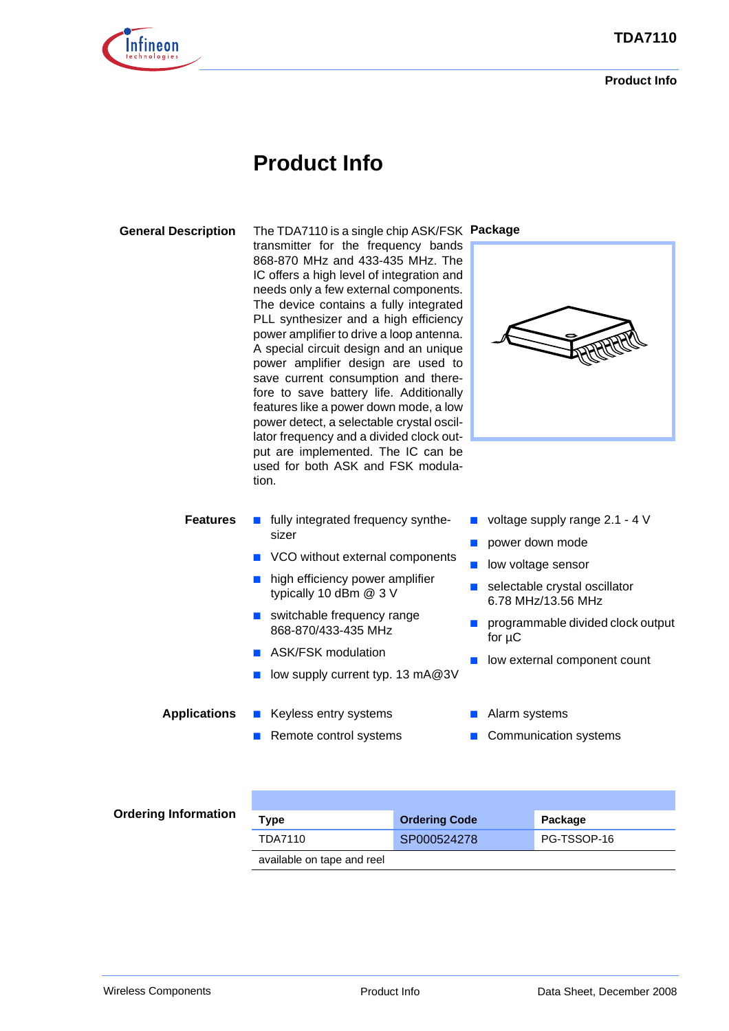# Product Info

## General Description

The TDA7110 is a single chip ASK/FSK transmitter for the frequency bands 868-870 MHz and 433-435 MHz. The IC offers a high level of integration and needs only a few external components. The device contains a fully integrated PLL synthesizer and a high efficiency power amplifier to drive a loop antenna. A special circuit design and an unique power amplifier design are used to save current consumption and therefore to save battery life. Additionally features like a power down mode, a low power detect, a selectable crystal oscillator frequency and a divided clock output are implemented. The IC can be used for both ASK and FSK modulation.

## Package

## Features

- fully integrated frequency synthesizer
- VCO without external components
- high efficiency power amplifier typically 10 dBm @ 3 V
- switchable frequency range 868-870/433-435 MHz
- ASK/FSK modulation
- low supply current typ. 13 mA@3V
- voltage supply range 2.1 - 4 V
- power down mode
- low voltage sensor
- selectable crystal oscillator 6.78 MHz/13.56 MHz
- programmable divided clock output for µC
- low external component count

## Applications

- Keyless entry systems
- Remote control systems
- Alarm systems
- Communication systems

## Ordering Information

| Type | Ordering Code | Package |
|---|---|---|
| TDA7110 | SP000524278 | PG-TSSOP-16 |
| available on tape and reel | | |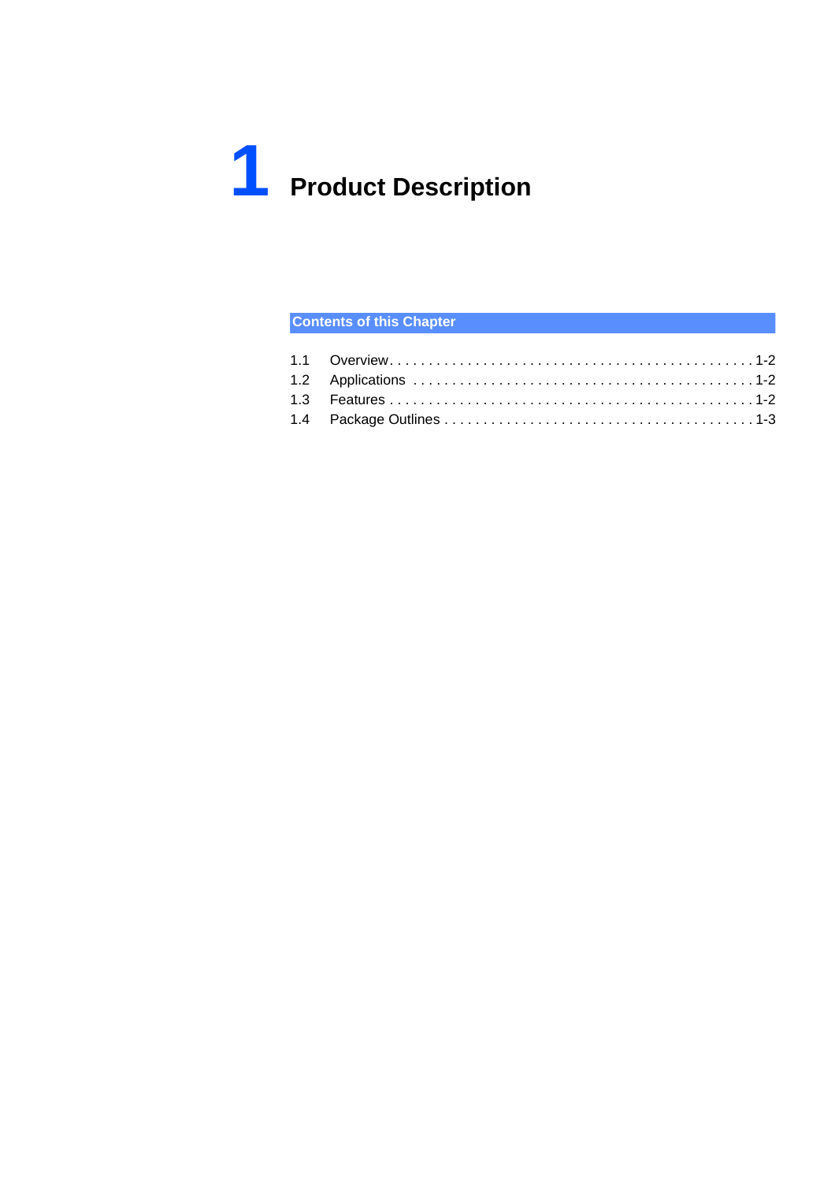# 1 Product Description

**Contents of this Chapter**

| | | |
|---|---|---|
| 1.1 | Overview | 1-2 |
| 1.2 | Applications | 1-2 |
| 1.3 | Features | 1-2 |
| 1.4 | Package Outlines | 1-3 |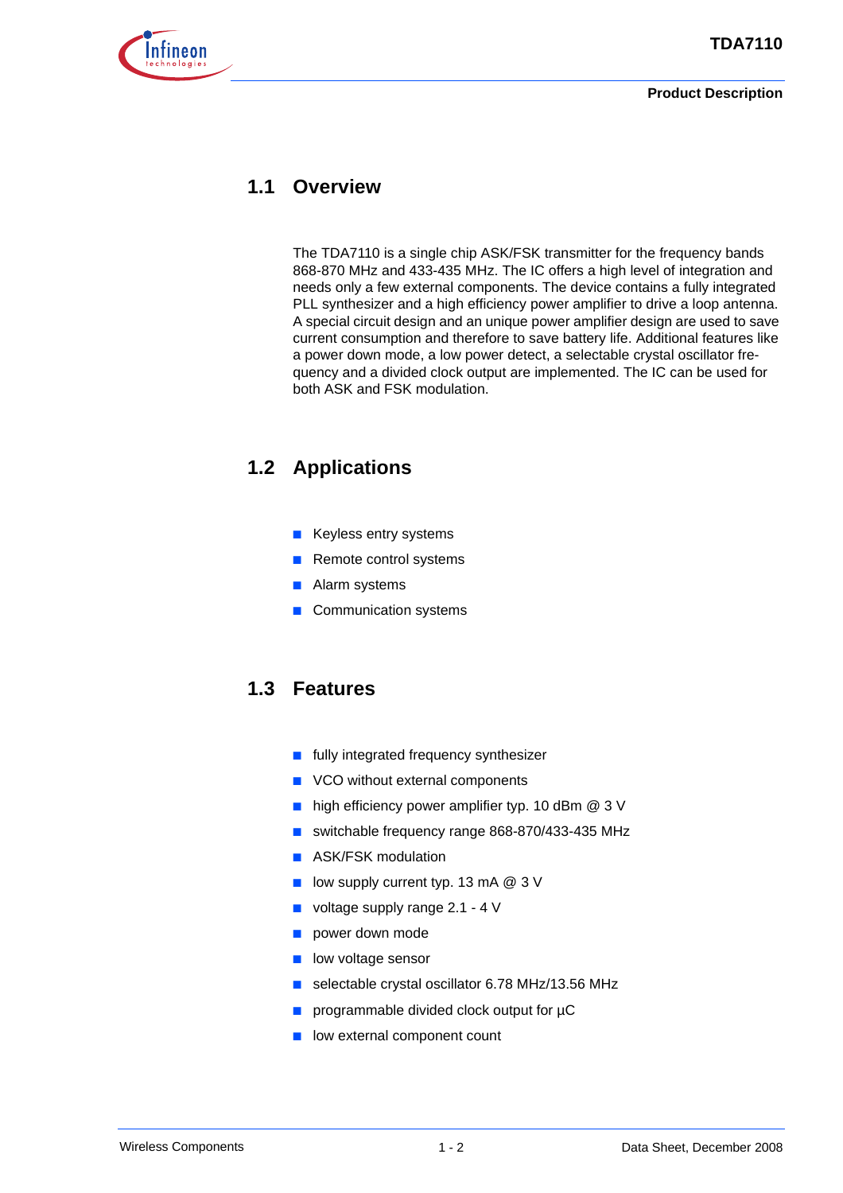## 1.1 Overview

The TDA7110 is a single chip ASK/FSK transmitter for the frequency bands 868-870 MHz and 433-435 MHz. The IC offers a high level of integration and needs only a few external components. The device contains a fully integrated PLL synthesizer and a high efficiency power amplifier to drive a loop antenna. A special circuit design and an unique power amplifier design are used to save current consumption and therefore to save battery life. Additional features like a power down mode, a low power detect, a selectable crystal oscillator frequency and a divided clock output are implemented. The IC can be used for both ASK and FSK modulation.

## 1.2 Applications

- Keyless entry systems
- Remote control systems
- Alarm systems
- Communication systems

## 1.3 Features

- fully integrated frequency synthesizer
- VCO without external components
- high efficiency power amplifier typ. 10 dBm @ 3 V
- switchable frequency range 868-870/433-435 MHz
- ASK/FSK modulation
- low supply current typ. 13 mA @ 3 V
- voltage supply range 2.1 - 4 V
- power down mode
- low voltage sensor
- selectable crystal oscillator 6.78 MHz/13.56 MHz
- programmable divided clock output for µC
- low external component count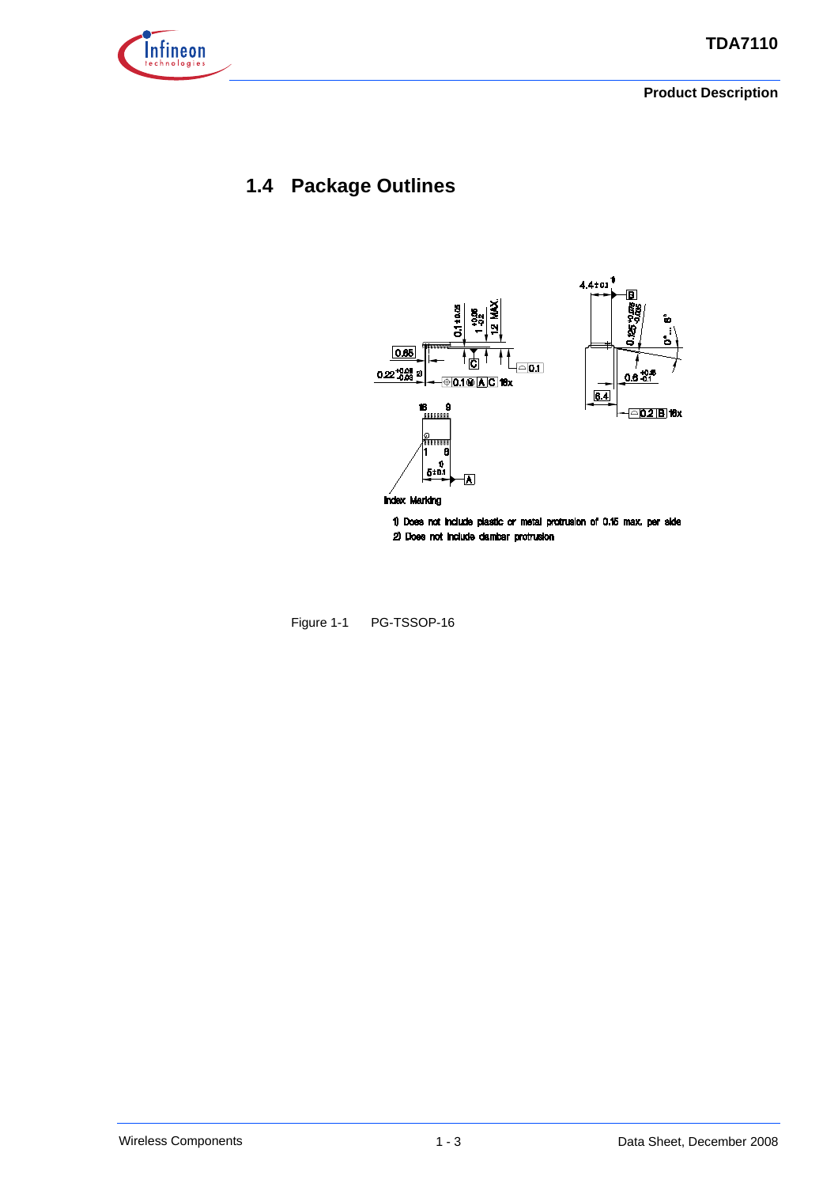## 1.4 Package Outlines

1) Does not include plastic or metal protrusion of 0.15 max. per side
2) Does not include dambar protrusion

Figure 1-1 PG-TSSOP-16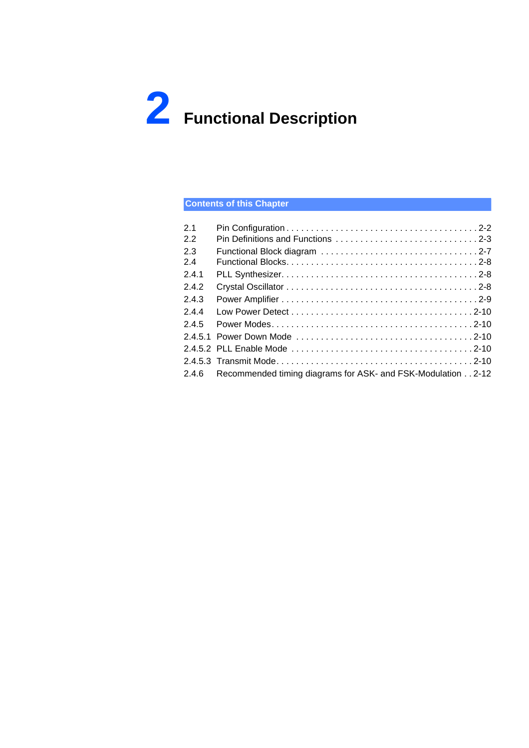# 2 Functional Description

**Contents of this Chapter**

| | | |
|---|---|---|
| 2.1 | Pin Configuration | 2-2 |
| 2.2 | Pin Definitions and Functions | 2-3 |
| 2.3 | Functional Block diagram | 2-7 |
| 2.4 | Functional Blocks | 2-8 |
| 2.4.1 | PLL Synthesizer | 2-8 |
| 2.4.2 | Crystal Oscillator | 2-8 |
| 2.4.3 | Power Amplifier | 2-9 |
| 2.4.4 | Low Power Detect | 2-10 |
| 2.4.5 | Power Modes | 2-10 |
| 2.4.5.1 | Power Down Mode | 2-10 |
| 2.4.5.2 | PLL Enable Mode | 2-10 |
| 2.4.5.3 | Transmit Mode | 2-10 |
| 2.4.6 | Recommended timing diagrams for ASK- and FSK-Modulation | 2-12 |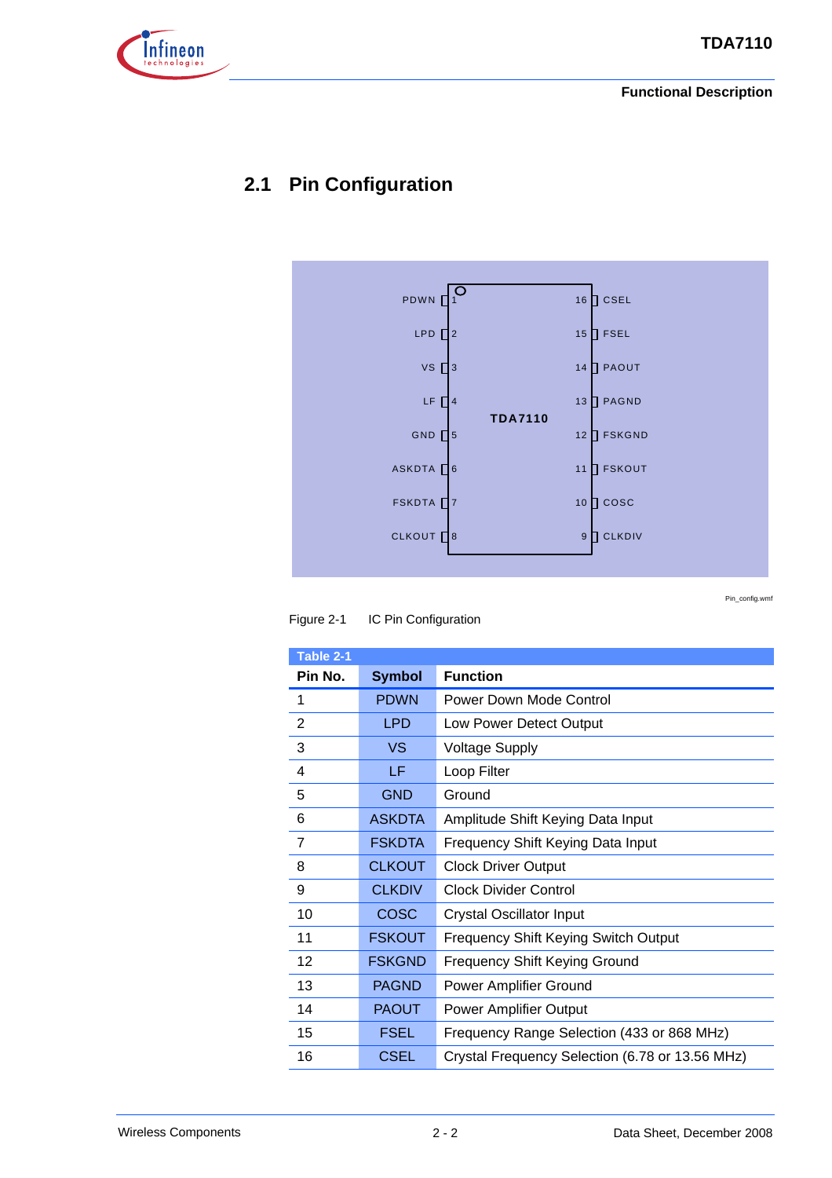## 2.1 Pin Configuration

Pin_config.wmf

Figure 2-1 IC Pin Configuration

**Table 2-1**

| Pin No. | Symbol | Function |
|---|---|---|
| 1 | PDWN | Power Down Mode Control |
| 2 | LPD | Low Power Detect Output |
| 3 | VS | Voltage Supply |
| 4 | LF | Loop Filter |
| 5 | GND | Ground |
| 6 | ASKDTA | Amplitude Shift Keying Data Input |
| 7 | FSKDTA | Frequency Shift Keying Data Input |
| 8 | CLKOUT | Clock Driver Output |
| 9 | CLKDIV | Clock Divider Control |
| 10 | COSC | Crystal Oscillator Input |
| 11 | FSKOUT | Frequency Shift Keying Switch Output |
| 12 | FSKGND | Frequency Shift Keying Ground |
| 13 | PAGND | Power Amplifier Ground |
| 14 | PAOUT | Power Amplifier Output |
| 15 | FSEL | Frequency Range Selection (433 or 868 MHz) |
| 16 | CSEL | Crystal Frequency Selection (6.78 or 13.56 MHz) |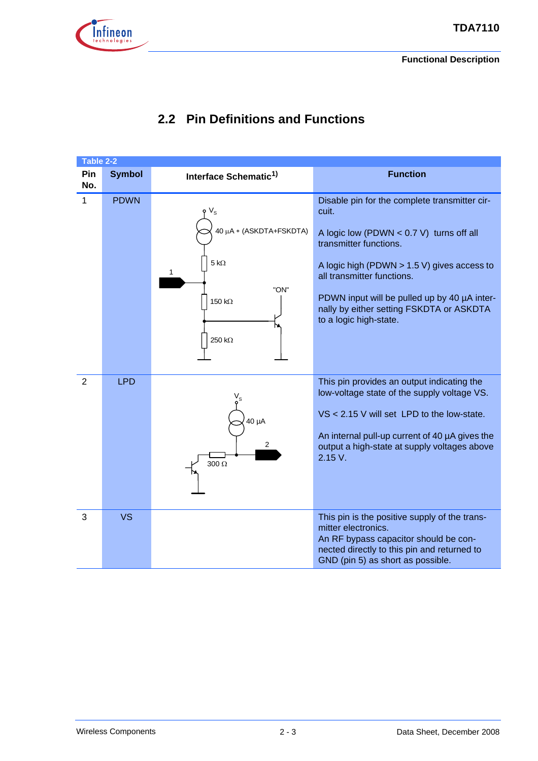## 2.2 Pin Definitions and Functions

Table 2-2

| Pin No. | Symbol | Interface Schematic[1)] | Function |
|---|---|---|---|
| 1 | PDWN | $V_S$; 40 µA * (ASKDTA+FSKDTA); 5 kΩ; 1; 150 kΩ; "ON"; 250 kΩ | Disable pin for the complete transmitter circuit.<br><br>A logic low (PDWN < 0.7 V) turns off all transmitter functions.<br><br>A logic high (PDWN > 1.5 V) gives access to all transmitter functions.<br><br>PDWN input will be pulled up by 40 µA internally by either setting FSKDTA or ASKDTA to a logic high-state. |
| 2 | LPD | $V_S$; 40 µA; 2; 300 Ω | This pin provides an output indicating the low-voltage state of the supply voltage VS.<br><br>VS < 2.15 V will set LPD to the low-state.<br><br>An internal pull-up current of 40 µA gives the output a high-state at supply voltages above 2.15 V. |
| 3 | VS | | This pin is the positive supply of the transmitter electronics.<br>An RF bypass capacitor should be connected directly to this pin and returned to GND (pin 5) as short as possible. |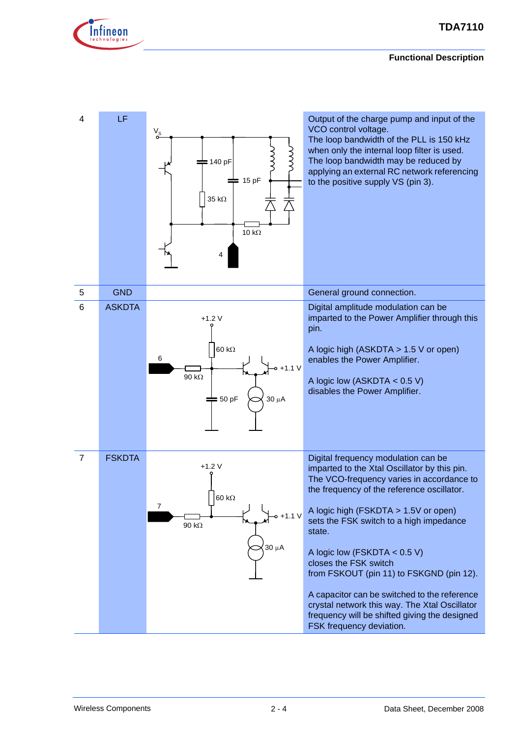| 4 | LF | V<sub>S</sub> ... 140 pF, 35 kΩ, 15 pF, 10 kΩ, 4 | Output of the charge pump and input of the VCO control voltage. The loop bandwidth of the PLL is 150 kHz when only the internal loop filter is used. The loop bandwidth may be reduced by applying an external RC network referencing to the positive supply VS (pin 3). |
|---|---|---|---|
| 5 | GND | | General ground connection. |
| 6 | ASKDTA | +1.2 V, 60 kΩ, 6, 90 kΩ, +1.1 V, 50 pF, 30 µA | Digital amplitude modulation can be imparted to the Power Amplifier through this pin.<br><br>A logic high (ASKDTA > 1.5 V or open) enables the Power Amplifier.<br><br>A logic low (ASKDTA < 0.5 V) disables the Power Amplifier. |
| 7 | FSKDTA | +1.2 V, 60 kΩ, 7, 90 kΩ, +1.1 V, 30 µA | Digital frequency modulation can be imparted to the Xtal Oscillator by this pin. The VCO-frequency varies in accordance to the frequency of the reference oscillator.<br><br>A logic high (FSKDTA > 1.5V or open) sets the FSK switch to a high impedance state.<br><br>A logic low (FSKDTA < 0.5 V) closes the FSK switch from FSKOUT (pin 11) to FSKGND (pin 12).<br><br>A capacitor can be switched to the reference crystal network this way. The Xtal Oscillator frequency will be shifted giving the designed FSK frequency deviation. |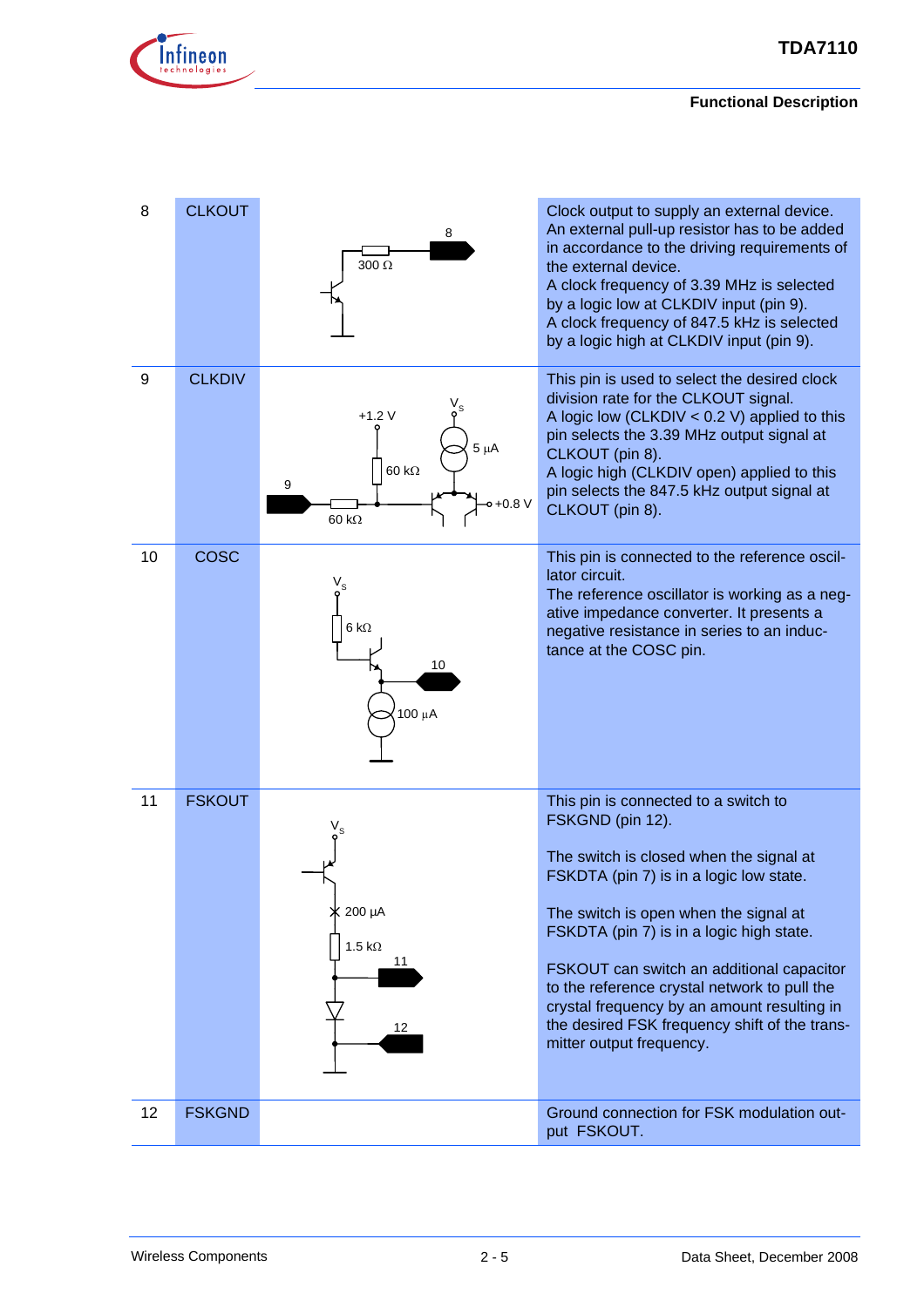| | | | |
|---|---|---|---|
| 8 | CLKOUT | 8<br>300 Ω | Clock output to supply an external device. An external pull-up resistor has to be added in accordance to the driving requirements of the external device.<br>A clock frequency of 3.39 MHz is selected by a logic low at CLKDIV input (pin 9).<br>A clock frequency of 847.5 kHz is selected by a logic high at CLKDIV input (pin 9). |
| 9 | CLKDIV | $V_S$<br>+1.2 V<br>5 µA<br>60 kΩ<br>9<br>+0.8 V<br>60 kΩ | This pin is used to select the desired clock division rate for the CLKOUT signal.<br>A logic low (CLKDIV < 0.2 V) applied to this pin selects the 3.39 MHz output signal at CLKOUT (pin 8).<br>A logic high (CLKDIV open) applied to this pin selects the 847.5 kHz output signal at CLKOUT (pin 8). |
| 10 | COSC | $V_S$<br>6 kΩ<br>10<br>100 µA | This pin is connected to the reference oscillator circuit.<br>The reference oscillator is working as a negative impedance converter. It presents a negative resistance in series to an inductance at the COSC pin. |
| 11 | FSKOUT | $V_S$<br>200 µA<br>1.5 kΩ<br>11<br>12 | This pin is connected to a switch to FSKGND (pin 12).<br><br>The switch is closed when the signal at FSKDTA (pin 7) is in a logic low state.<br><br>The switch is open when the signal at FSKDTA (pin 7) is in a logic high state.<br><br>FSKOUT can switch an additional capacitor to the reference crystal network to pull the crystal frequency by an amount resulting in the desired FSK frequency shift of the transmitter output frequency. |
| 12 | FSKGND | | Ground connection for FSK modulation output FSKOUT. |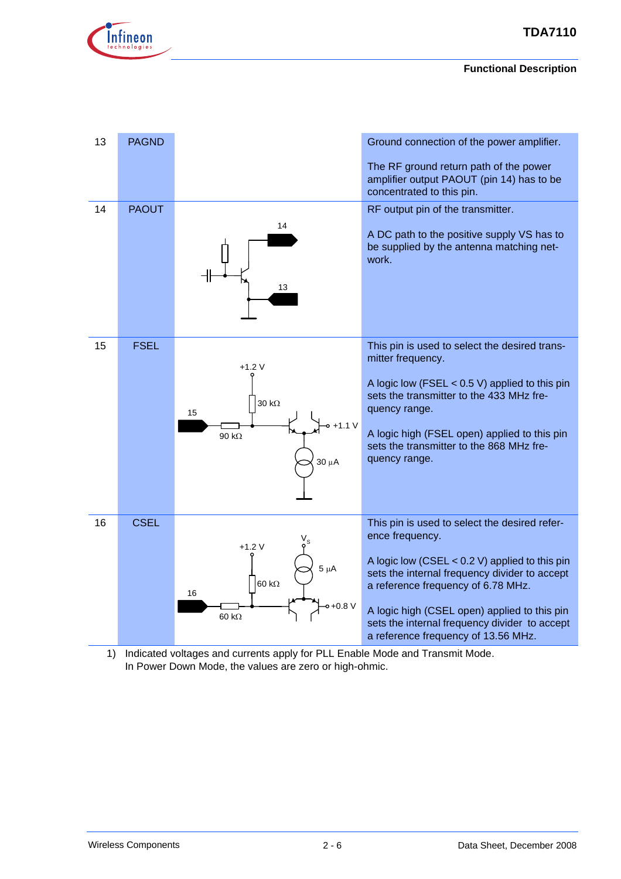| Pin No. | Symbol | Equivalent I/O-Schematic | Function |
|---|---|---|---|
| 13 | PAGND | | Ground connection of the power amplifier.<br><br>The RF ground return path of the power amplifier output PAOUT (pin 14) has to be concentrated to this pin. |
| 14 | PAOUT | 14<br>13 | RF output pin of the transmitter.<br><br>A DC path to the positive supply VS has to be supplied by the antenna matching network. |
| 15 | FSEL | +1.2 V<br>30 kΩ<br>15<br>90 kΩ<br>+1.1 V<br>30 µA | This pin is used to select the desired transmitter frequency.<br><br>A logic low (FSEL < 0.5 V) applied to this pin sets the transmitter to the 433 MHz frequency range.<br><br>A logic high (FSEL open) applied to this pin sets the transmitter to the 868 MHz frequency range. |
| 16 | CSEL | $V_S$<br>+1.2 V<br>5 µA<br>60 kΩ<br>16<br>60 kΩ<br>+0.8 V | This pin is used to select the desired reference frequency.<br><br>A logic low (CSEL < 0.2 V) applied to this pin sets the internal frequency divider to accept a reference frequency of 6.78 MHz.<br><br>A logic high (CSEL open) applied to this pin sets the internal frequency divider to accept a reference frequency of 13.56 MHz. |

1) Indicated voltages and currents apply for PLL Enable Mode and Transmit Mode. In Power Down Mode, the values are zero or high-ohmic.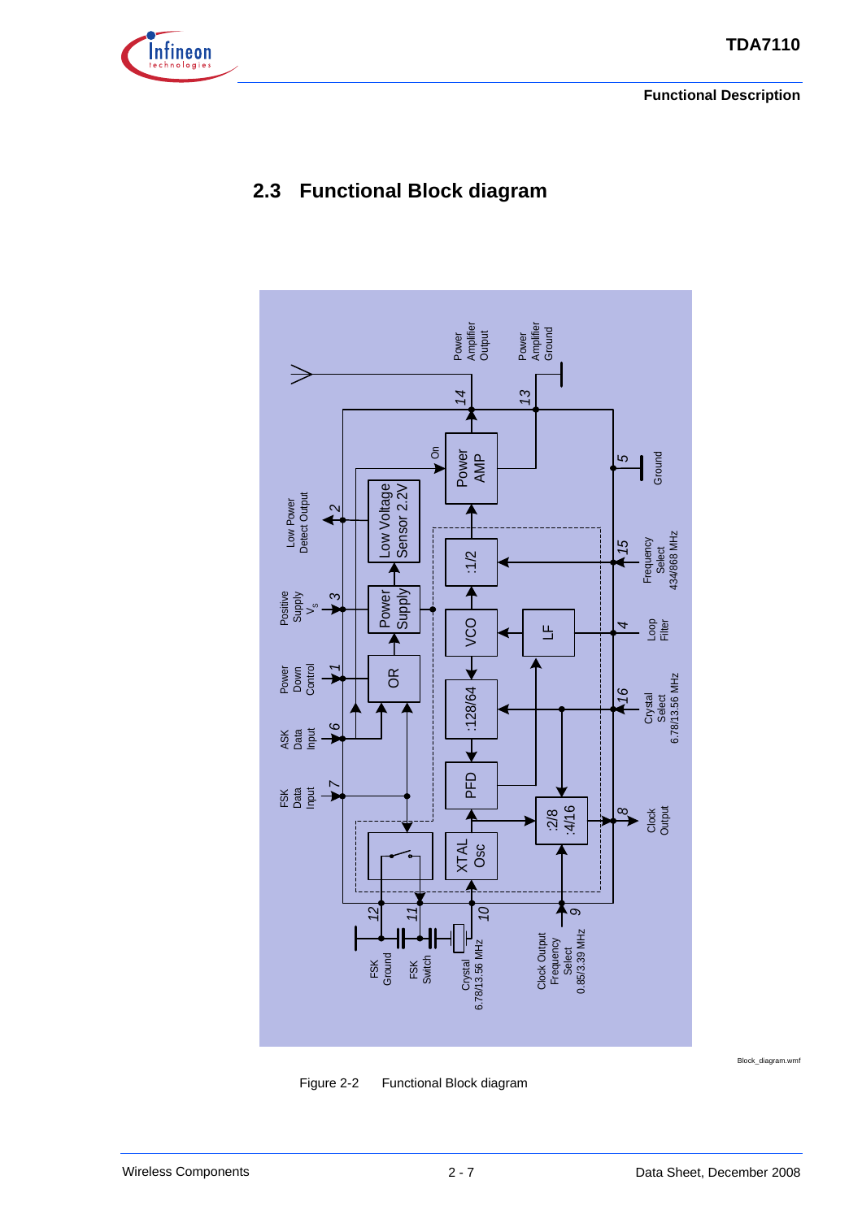## 2.3 Functional Block diagram

Block_diagram.wmf

Figure 2-2 Functional Block diagram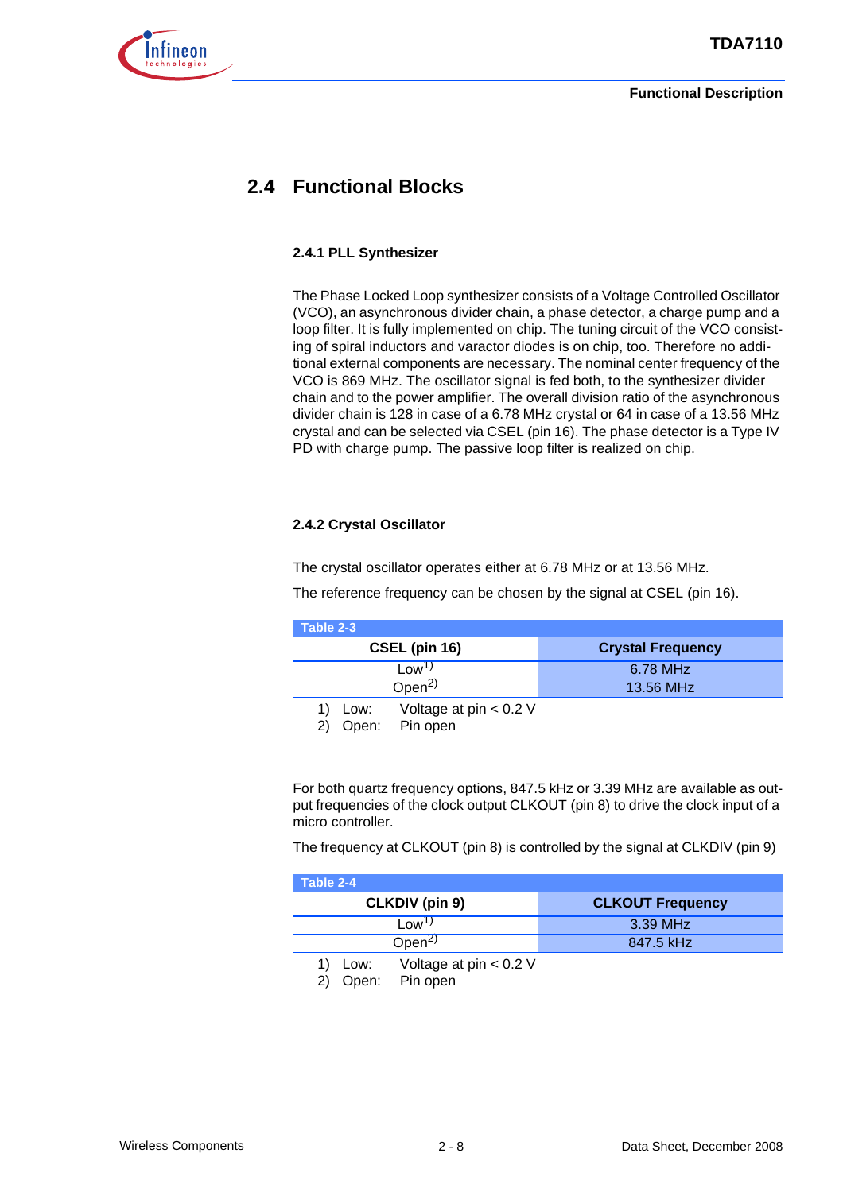## 2.4 Functional Blocks

### 2.4.1 PLL Synthesizer

The Phase Locked Loop synthesizer consists of a Voltage Controlled Oscillator (VCO), an asynchronous divider chain, a phase detector, a charge pump and a loop filter. It is fully implemented on chip. The tuning circuit of the VCO consisting of spiral inductors and varactor diodes is on chip, too. Therefore no additional external components are necessary. The nominal center frequency of the VCO is 869 MHz. The oscillator signal is fed both, to the synthesizer divider chain and to the power amplifier. The overall division ratio of the asynchronous divider chain is 128 in case of a 6.78 MHz crystal or 64 in case of a 13.56 MHz crystal and can be selected via CSEL (pin 16). The phase detector is a Type IV PD with charge pump. The passive loop filter is realized on chip.

### 2.4.2 Crystal Oscillator

The crystal oscillator operates either at 6.78 MHz or at 13.56 MHz.

The reference frequency can be chosen by the signal at CSEL (pin 16).

Table 2-3

| CSEL (pin 16) | Crystal Frequency |
|---|---|
| Low[1] | 6.78 MHz |
| Open[2] | 13.56 MHz |

1) Low: Voltage at pin < 0.2 V
2) Open: Pin open

For both quartz frequency options, 847.5 kHz or 3.39 MHz are available as output frequencies of the clock output CLKOUT (pin 8) to drive the clock input of a micro controller.

The frequency at CLKOUT (pin 8) is controlled by the signal at CLKDIV (pin 9)

Table 2-4

| CLKDIV (pin 9) | CLKOUT Frequency |
|---|---|
| Low[1] | 3.39 MHz |
| Open[2] | 847.5 kHz |

1) Low: Voltage at pin < 0.2 V
2) Open: Pin open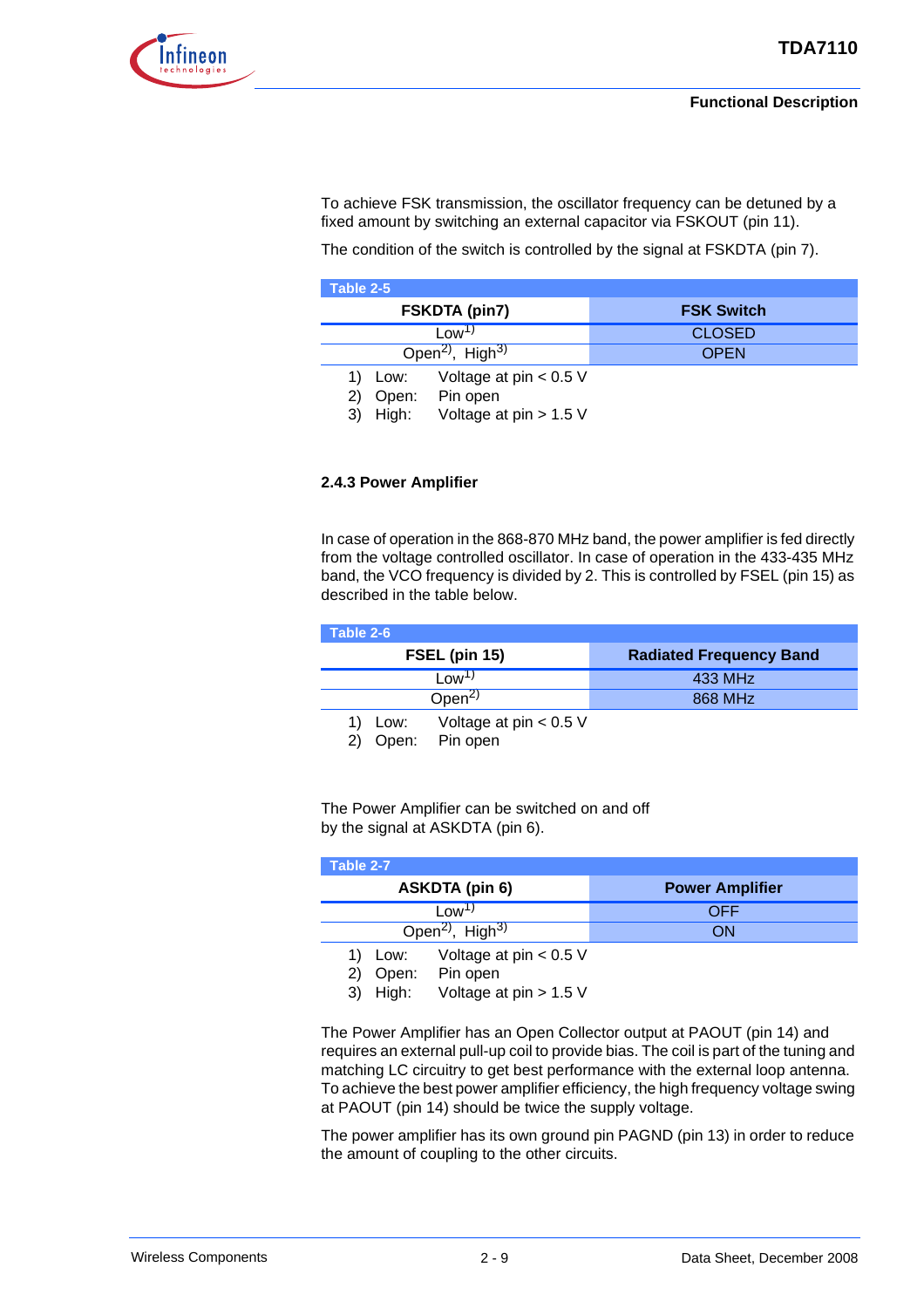To achieve FSK transmission, the oscillator frequency can be detuned by a fixed amount by switching an external capacitor via FSKOUT (pin 11).

The condition of the switch is controlled by the signal at FSKDTA (pin 7).

Table 2-5

| FSKDTA (pin7) | FSK Switch |
|---|---|
| Low[1] | CLOSED |
| Open[2], High[3] | OPEN |

1) Low: Voltage at pin < 0.5 V
2) Open: Pin open
3) High: Voltage at pin > 1.5 V

### 2.4.3 Power Amplifier

In case of operation in the 868-870 MHz band, the power amplifier is fed directly from the voltage controlled oscillator. In case of operation in the 433-435 MHz band, the VCO frequency is divided by 2. This is controlled by FSEL (pin 15) as described in the table below.

Table 2-6

| FSEL (pin 15) | Radiated Frequency Band |
|---|---|
| Low[1] | 433 MHz |
| Open[2] | 868 MHz |

1) Low: Voltage at pin < 0.5 V
2) Open: Pin open

The Power Amplifier can be switched on and off by the signal at ASKDTA (pin 6).

Table 2-7

| ASKDTA (pin 6) | Power Amplifier |
|---|---|
| Low[1] | OFF |
| Open[2], High[3] | ON |

1) Low: Voltage at pin < 0.5 V
2) Open: Pin open
3) High: Voltage at pin > 1.5 V

The Power Amplifier has an Open Collector output at PAOUT (pin 14) and requires an external pull-up coil to provide bias. The coil is part of the tuning and matching LC circuitry to get best performance with the external loop antenna. To achieve the best power amplifier efficiency, the high frequency voltage swing at PAOUT (pin 14) should be twice the supply voltage.

The power amplifier has its own ground pin PAGND (pin 13) in order to reduce the amount of coupling to the other circuits.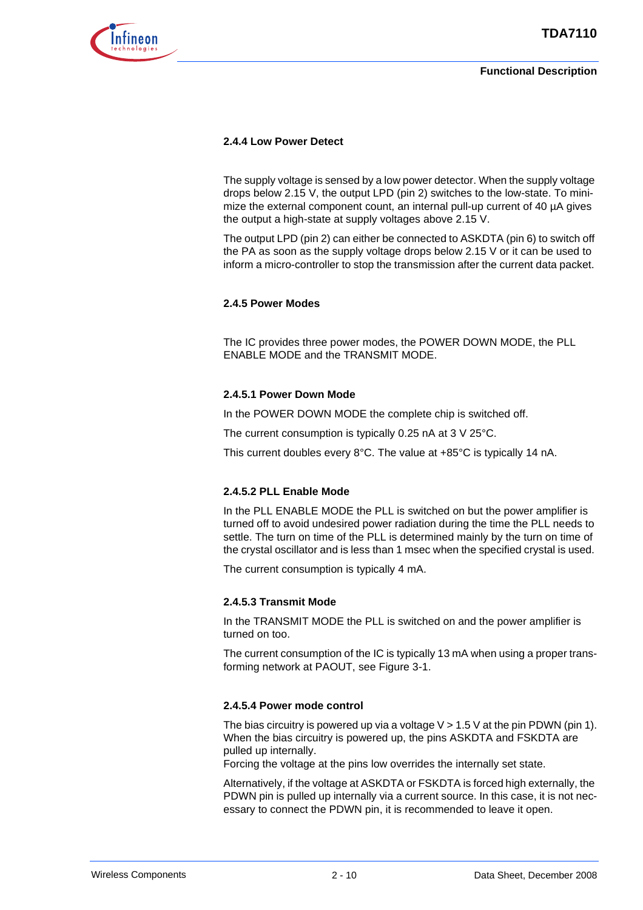### 2.4.4 Low Power Detect

The supply voltage is sensed by a low power detector. When the supply voltage drops below 2.15 V, the output LPD (pin 2) switches to the low-state. To minimize the external component count, an internal pull-up current of 40 µA gives the output a high-state at supply voltages above 2.15 V.

The output LPD (pin 2) can either be connected to ASKDTA (pin 6) to switch off the PA as soon as the supply voltage drops below 2.15 V or it can be used to inform a micro-controller to stop the transmission after the current data packet.

### 2.4.5 Power Modes

The IC provides three power modes, the POWER DOWN MODE, the PLL ENABLE MODE and the TRANSMIT MODE.

#### 2.4.5.1 Power Down Mode

In the POWER DOWN MODE the complete chip is switched off.

The current consumption is typically 0.25 nA at 3 V 25°C.

This current doubles every 8°C. The value at +85°C is typically 14 nA.

#### 2.4.5.2 PLL Enable Mode

In the PLL ENABLE MODE the PLL is switched on but the power amplifier is turned off to avoid undesired power radiation during the time the PLL needs to settle. The turn on time of the PLL is determined mainly by the turn on time of the crystal oscillator and is less than 1 msec when the specified crystal is used.

The current consumption is typically 4 mA.

#### 2.4.5.3 Transmit Mode

In the TRANSMIT MODE the PLL is switched on and the power amplifier is turned on too.

The current consumption of the IC is typically 13 mA when using a proper transforming network at PAOUT, see Figure 3-1.

#### 2.4.5.4 Power mode control

The bias circuitry is powered up via a voltage V > 1.5 V at the pin PDWN (pin 1). When the bias circuitry is powered up, the pins ASKDTA and FSKDTA are pulled up internally.
Forcing the voltage at the pins low overrides the internally set state.

Alternatively, if the voltage at ASKDTA or FSKDTA is forced high externally, the PDWN pin is pulled up internally via a current source. In this case, it is not necessary to connect the PDWN pin, it is recommended to leave it open.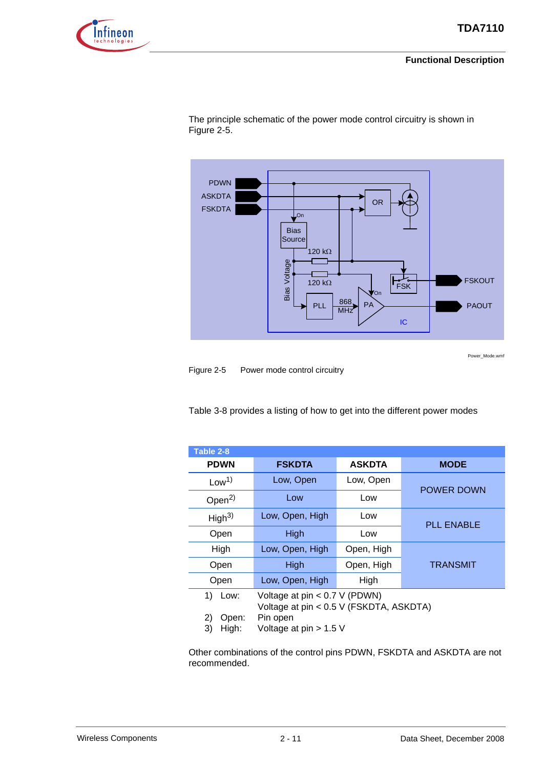The principle schematic of the power mode control circuitry is shown in Figure 2-5.

Figure 2-5 Power mode control circuitry

Table 3-8 provides a listing of how to get into the different power modes

**Table 2-8**

| PDWN | FSKDTA | ASKDTA | MODE |
|---|---|---|---|
| Low[1] | Low, Open | Low, Open | POWER DOWN |
| Open[2] | Low | Low | POWER DOWN |
| High[3] | Low, Open, High | Low | PLL ENABLE |
| Open | High | Low | PLL ENABLE |
| High | Low, Open, High | Open, High | TRANSMIT |
| Open | High | Open, High | TRANSMIT |
| Open | Low, Open, High | High | TRANSMIT |

1) Low: Voltage at pin < 0.7 V (PDWN)
Voltage at pin < 0.5 V (FSKDTA, ASKDTA)
2) Open: Pin open
3) High: Voltage at pin > 1.5 V

Other combinations of the control pins PDWN, FSKDTA and ASKDTA are not recommended.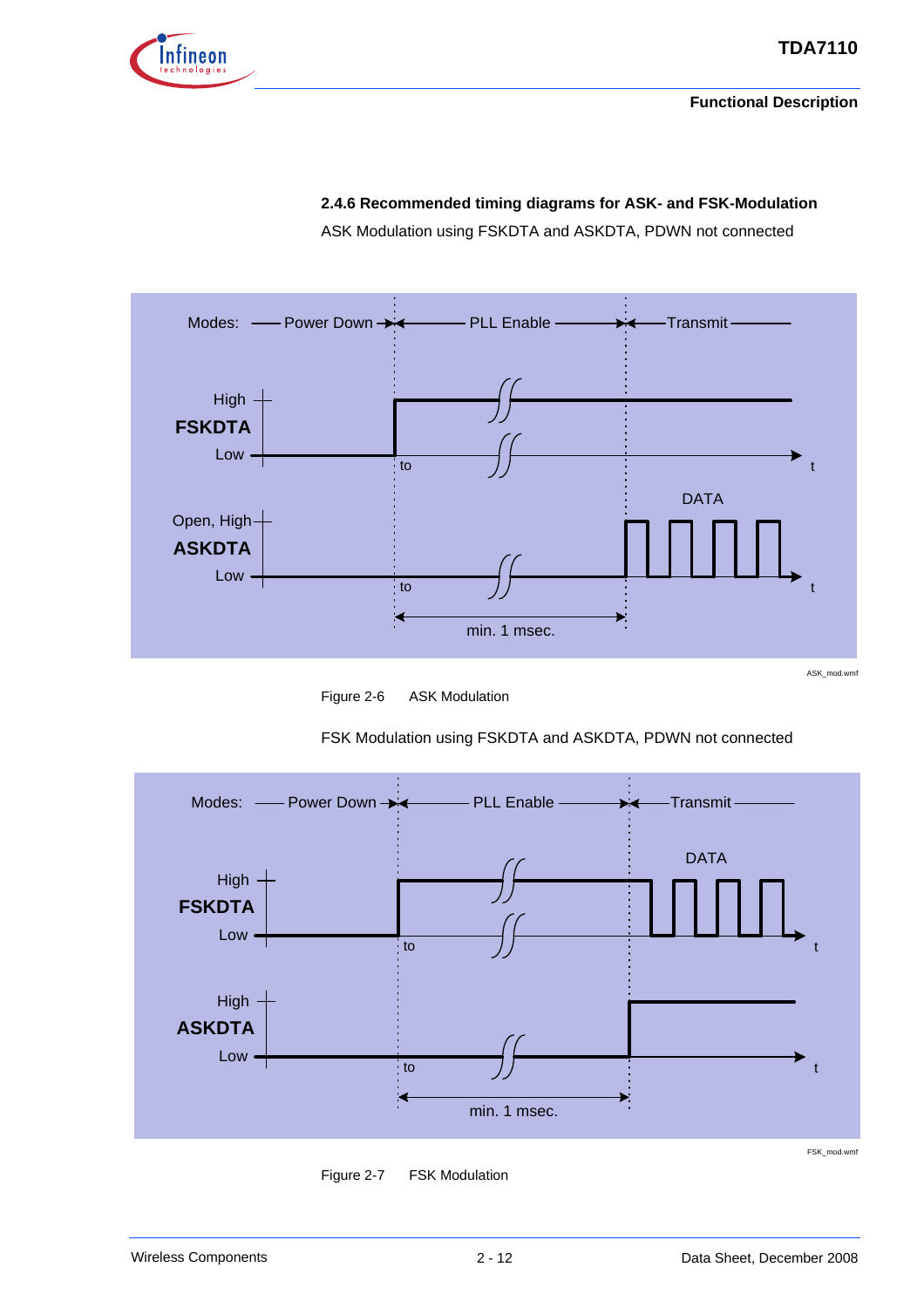### 2.4.6 Recommended timing diagrams for ASK- and FSK-Modulation

ASK Modulation using FSKDTA and ASKDTA, PDWN not connected

Figure 2-6 ASK Modulation

FSK Modulation using FSKDTA and ASKDTA, PDWN not connected

Figure 2-7 FSK Modulation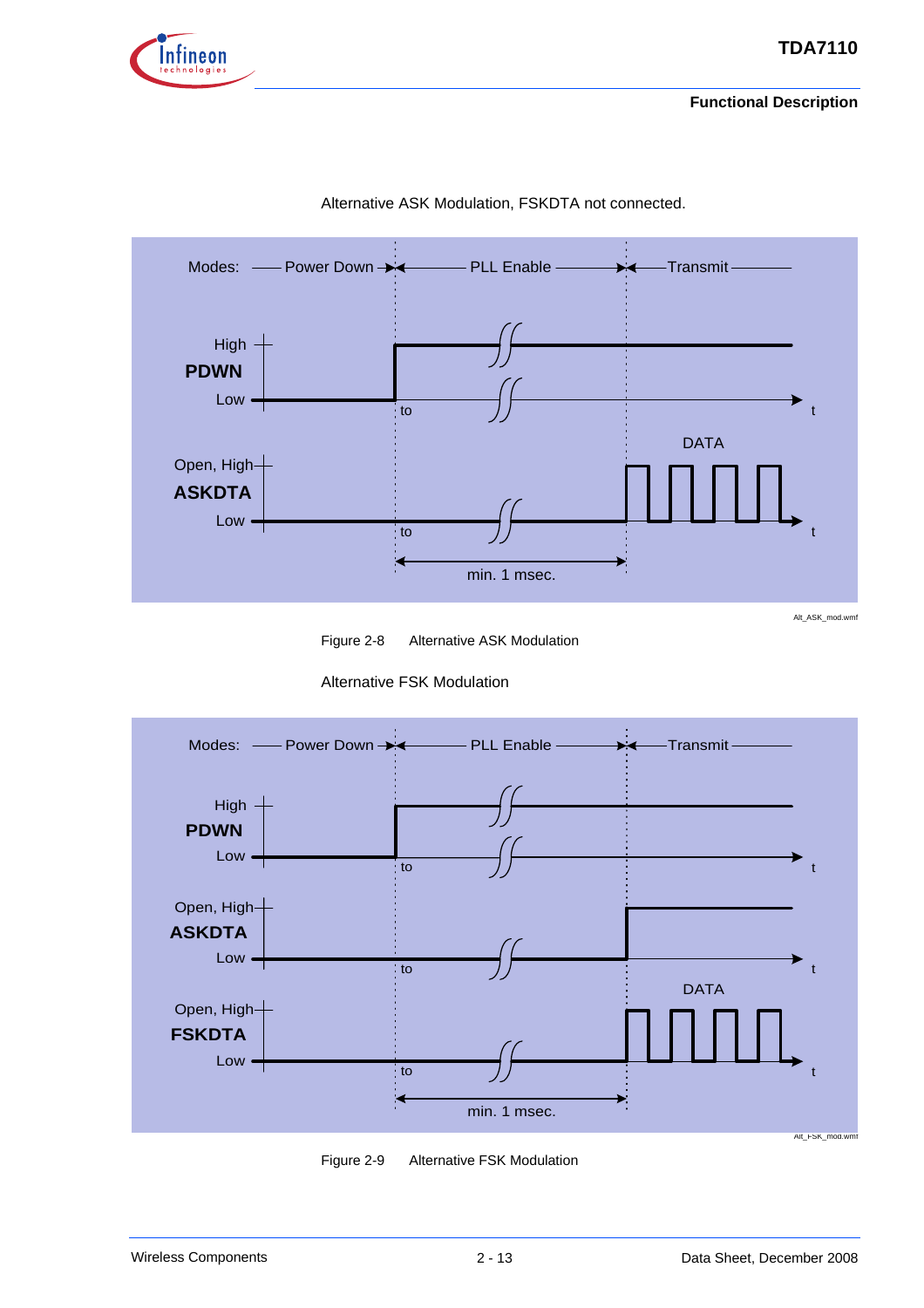Alternative ASK Modulation, FSKDTA not connected.

Figure 2-8 Alternative ASK Modulation

Alternative FSK Modulation

Figure 2-9 Alternative FSK Modulation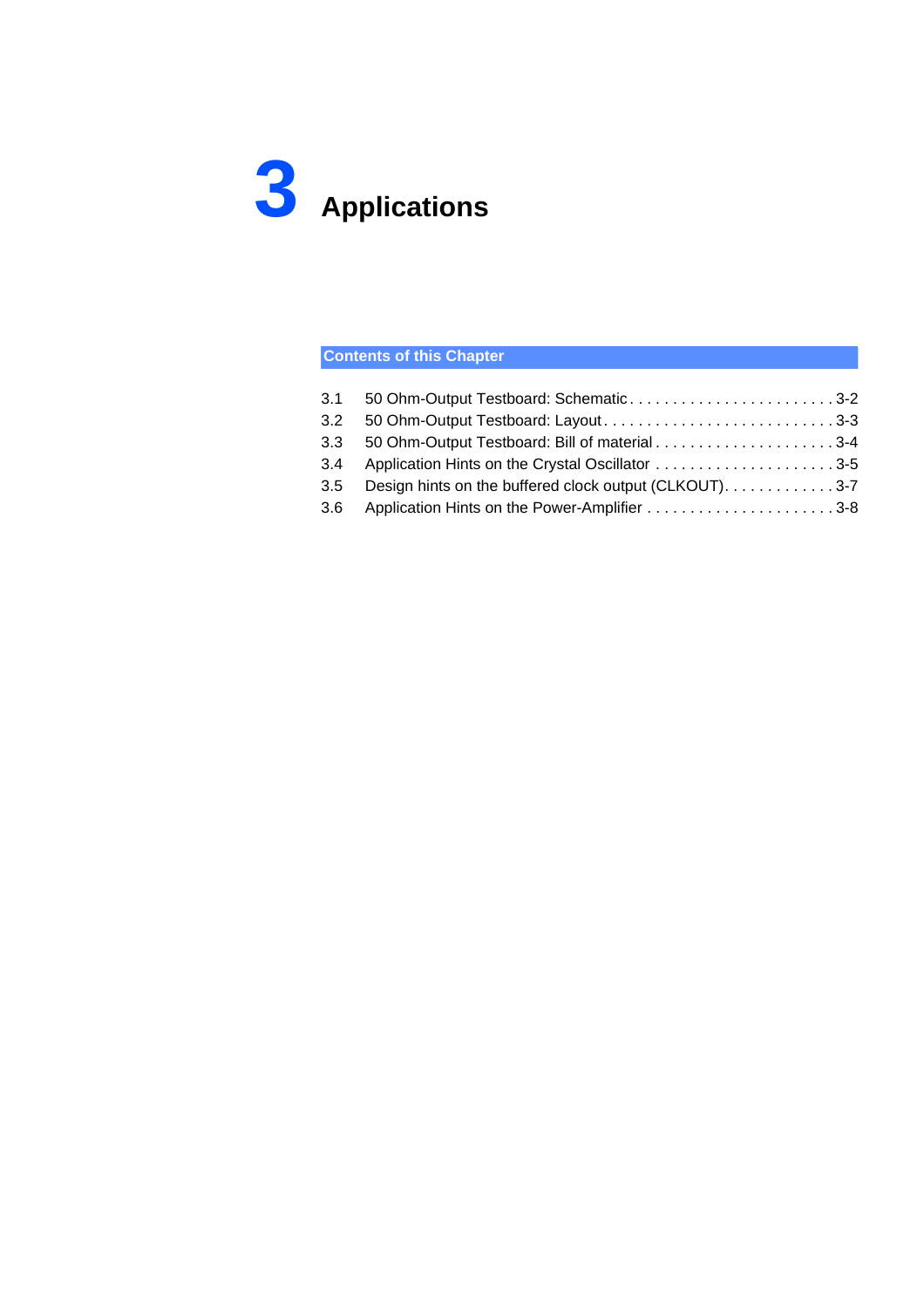# 3 Applications

**Contents of this Chapter**

| | | |
|---|---|---|
| 3.1 | 50 Ohm-Output Testboard: Schematic | 3-2 |
| 3.2 | 50 Ohm-Output Testboard: Layout | 3-3 |
| 3.3 | 50 Ohm-Output Testboard: Bill of material | 3-4 |
| 3.4 | Application Hints on the Crystal Oscillator | 3-5 |
| 3.5 | Design hints on the buffered clock output (CLKOUT) | 3-7 |
| 3.6 | Application Hints on the Power-Amplifier | 3-8 |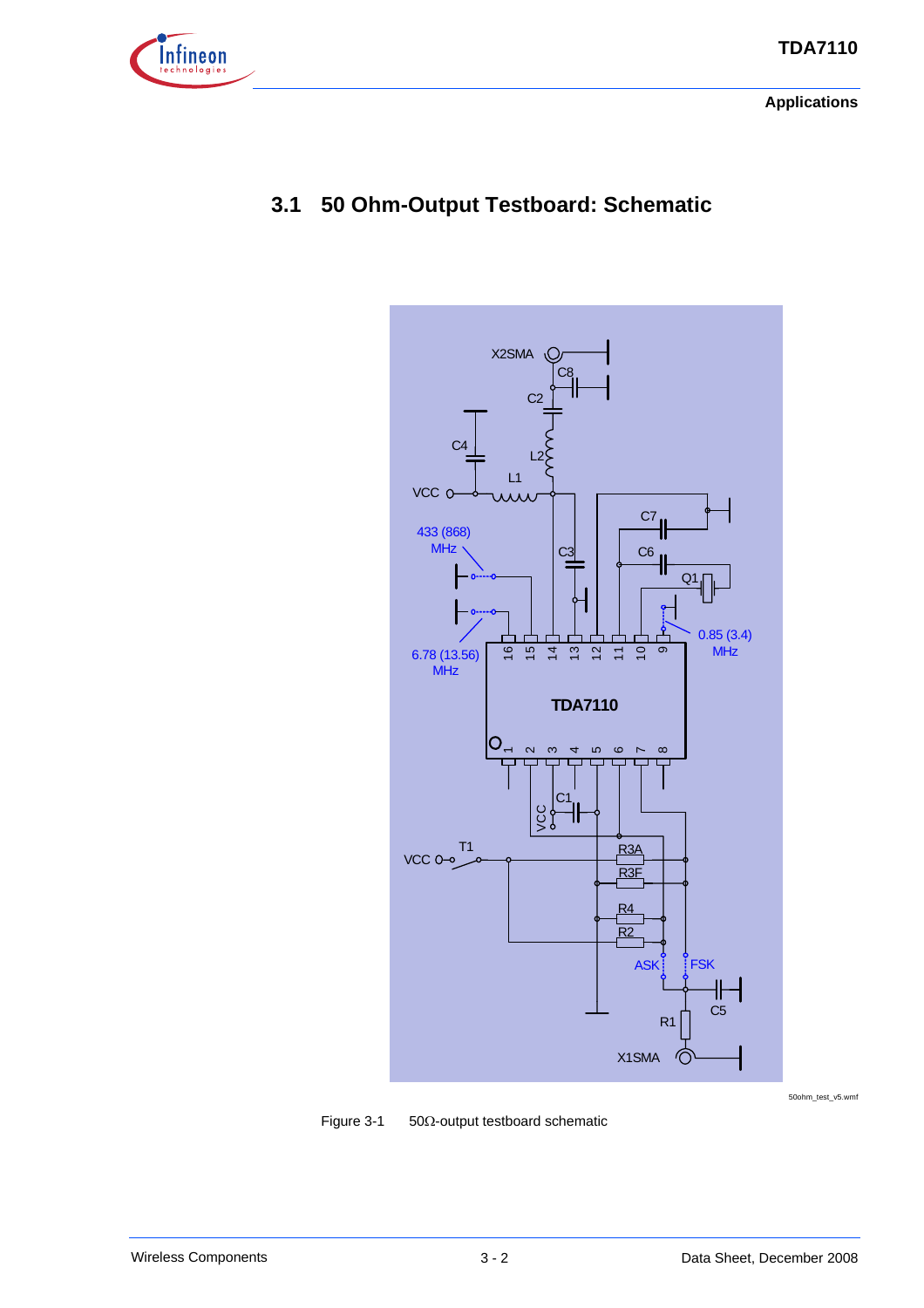## 3.1 50 Ohm-Output Testboard: Schematic

Figure 3-1 50Ω-output testboard schematic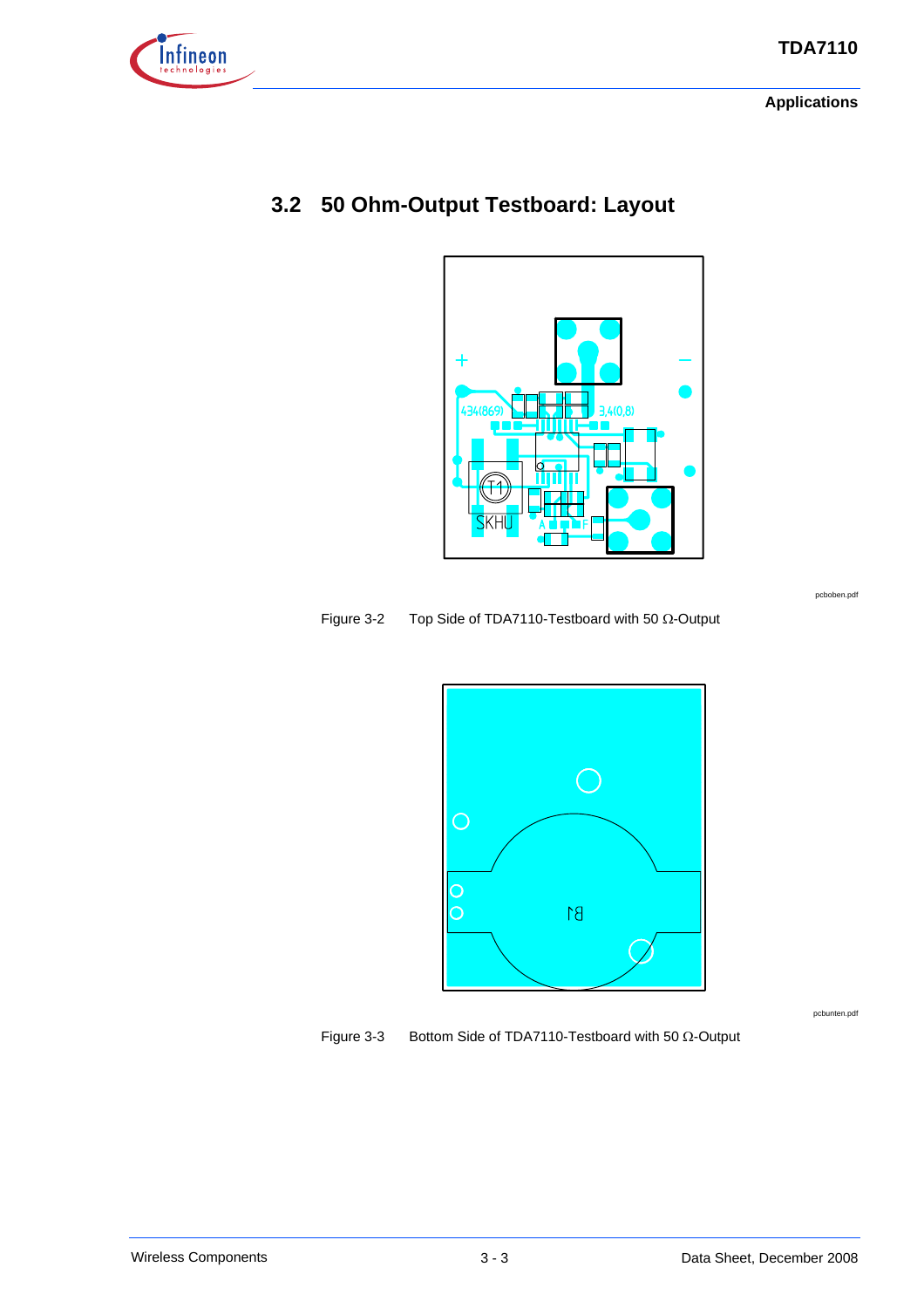## 3.2 50 Ohm-Output Testboard: Layout

pcboben.pdf

Figure 3-2 Top Side of TDA7110-Testboard with 50 Ω-Output

pcbunten.pdf

Figure 3-3 Bottom Side of TDA7110-Testboard with 50 Ω-Output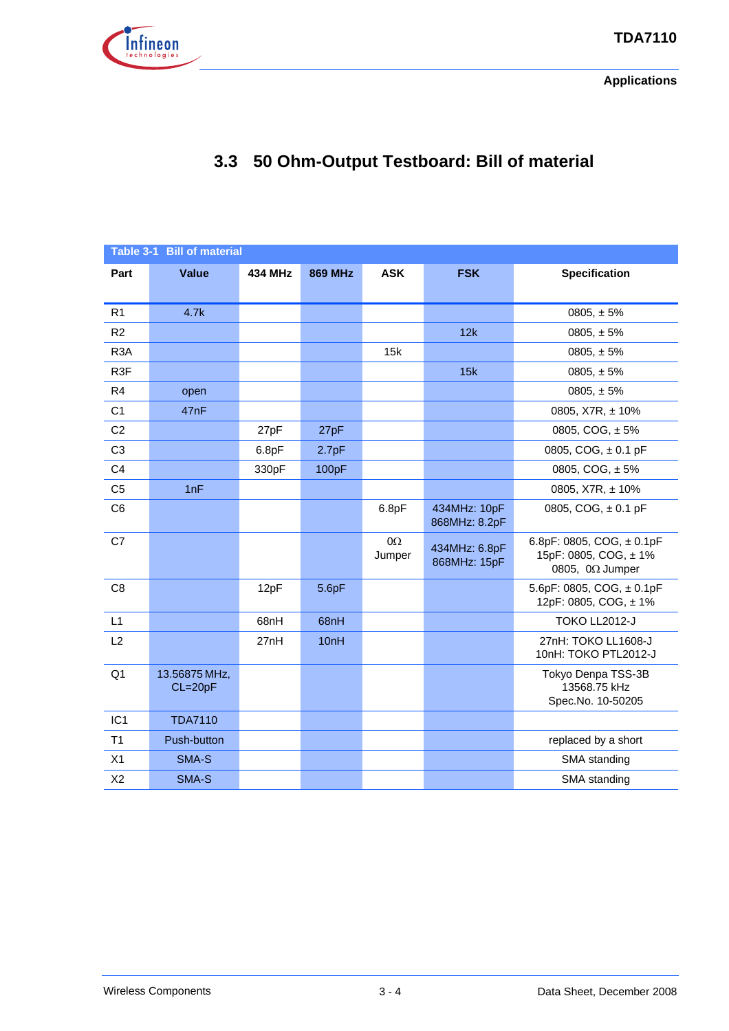### 3.3 50 Ohm-Output Testboard: Bill of material

Table 3-1 Bill of material

| Part | Value | 434 MHz | 869 MHz | ASK | FSK | Specification |
|---|---|---|---|---|---|---|
| R1 | 4.7k | | | | | 0805, ± 5% |
| R2 | | | | | 12k | 0805, ± 5% |
| R3A | | | | 15k | | 0805, ± 5% |
| R3F | | | | | 15k | 0805, ± 5% |
| R4 | open | | | | | 0805, ± 5% |
| C1 | 47nF | | | | | 0805, X7R, ± 10% |
| C2 | | 27pF | 27pF | | | 0805, COG, ± 5% |
| C3 | | 6.8pF | 2.7pF | | | 0805, COG, ± 0.1 pF |
| C4 | | 330pF | 100pF | | | 0805, COG, ± 5% |
| C5 | 1nF | | | | | 0805, X7R, ± 10% |
| C6 | | | | 6.8pF | 434MHz: 10pF<br>868MHz: 8.2pF | 0805, COG, ± 0.1 pF |
| C7 | | | | $0\Omega$ Jumper | 434MHz: 6.8pF<br>868MHz: 15pF | 6.8pF: 0805, COG, ± 0.1pF<br>15pF: 0805, COG, ± 1%<br>0805, $0\Omega$ Jumper |
| C8 | | 12pF | 5.6pF | | | 5.6pF: 0805, COG, ± 0.1pF<br>12pF: 0805, COG, ± 1% |
| L1 | | 68nH | 68nH | | | TOKO LL2012-J |
| L2 | | 27nH | 10nH | | | 27nH: TOKO LL1608-J<br>10nH: TOKO PTL2012-J |
| Q1 | 13.56875 MHz, CL=20pF | | | | | Tokyo Denpa TSS-3B<br>13568.75 kHz<br>Spec.No. 10-50205 |
| IC1 | TDA7110 | | | | | |
| T1 | Push-button | | | | | replaced by a short |
| X1 | SMA-S | | | | | SMA standing |
| X2 | SMA-S | | | | | SMA standing |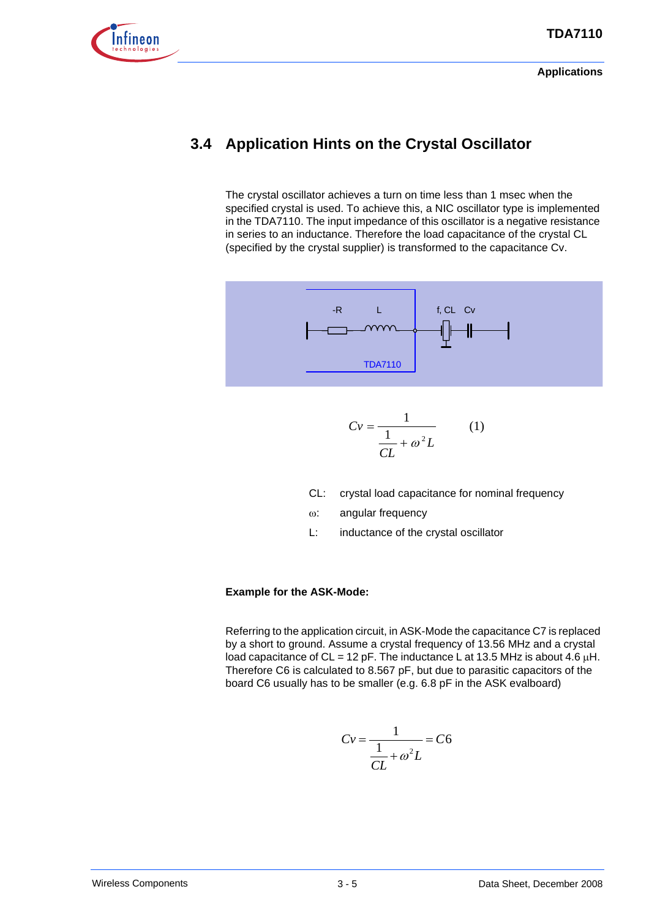## 3.4 Application Hints on the Crystal Oscillator

The crystal oscillator achieves a turn on time less than 1 msec when the specified crystal is used. To achieve this, a NIC oscillator type is implemented in the TDA7110. The input impedance of this oscillator is a negative resistance in series to an inductance. Therefore the load capacitance of the crystal CL (specified by the crystal supplier) is transformed to the capacitance Cv.

-R L f, CL Cv

TDA7110

$$Cv = \frac{1}{\frac{1}{CL} + \omega^2 L} \qquad (1)$$

CL: crystal load capacitance for nominal frequency

ω: angular frequency

L: inductance of the crystal oscillator

**Example for the ASK-Mode:**

Referring to the application circuit, in ASK-Mode the capacitance C7 is replaced by a short to ground. Assume a crystal frequency of 13.56 MHz and a crystal load capacitance of CL = 12 pF. The inductance L at 13.5 MHz is about 4.6 μH. Therefore C6 is calculated to 8.567 pF, but due to parasitic capacitors of the board C6 usually has to be smaller (e.g. 6.8 pF in the ASK evalboard)

$$Cv = \frac{1}{\frac{1}{CL} + \omega^2 L} = C6$$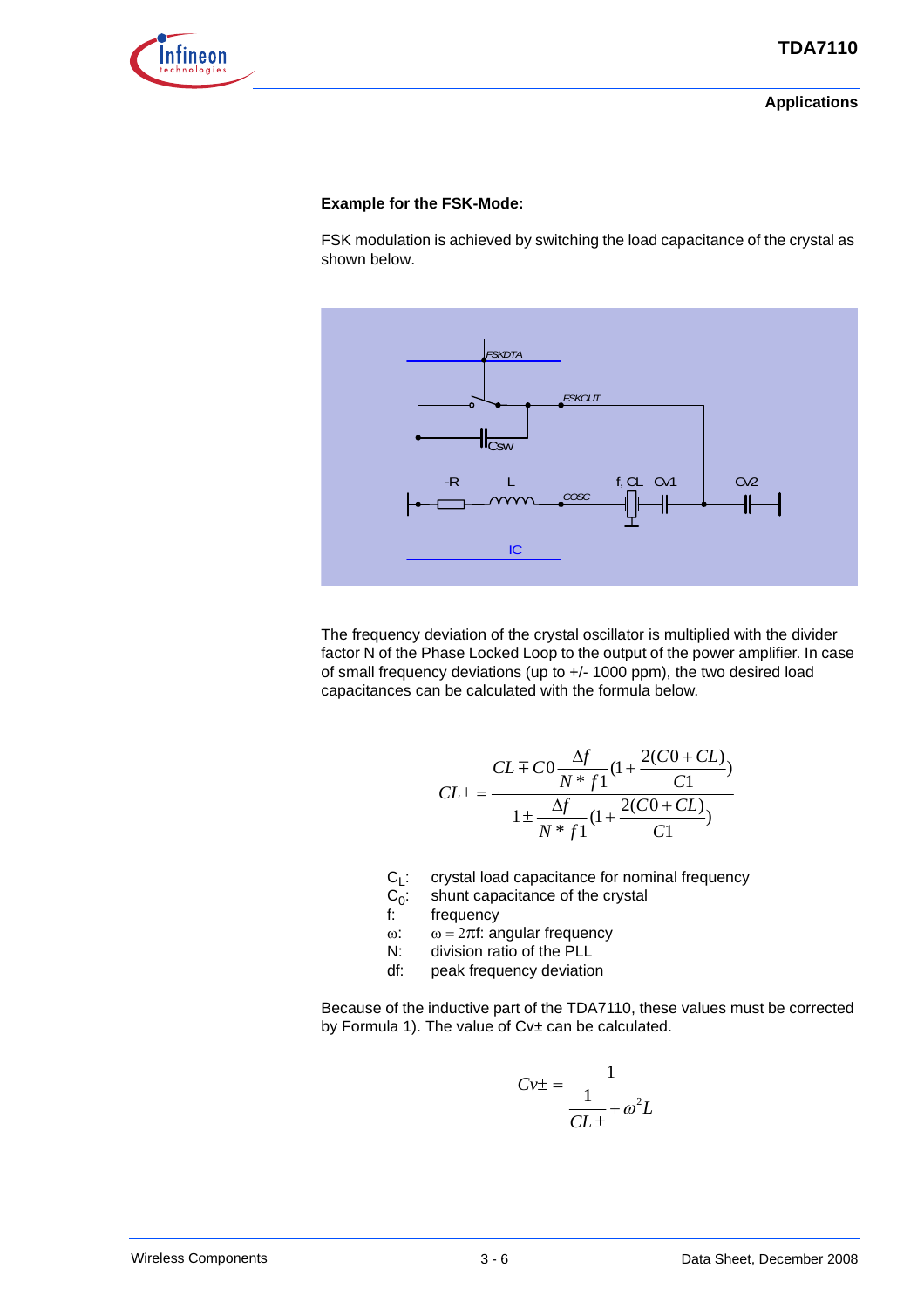**Example for the FSK-Mode:**

FSK modulation is achieved by switching the load capacitance of the crystal as shown below.

The frequency deviation of the crystal oscillator is multiplied with the divider factor N of the Phase Locked Loop to the output of the power amplifier. In case of small frequency deviations (up to +/- 1000 ppm), the two desired load capacitances can be calculated with the formula below.

$$CL\pm = \frac{CL \mp C0 \dfrac{\Delta f}{N * f1}\left(1 + \dfrac{2(C0+CL)}{C1}\right)}{1 \pm \dfrac{\Delta f}{N * f1}\left(1 + \dfrac{2(C0+CL)}{C1}\right)}$$

$C_L$: crystal load capacitance for nominal frequency
$C_0$: shunt capacitance of the crystal
f: frequency
ω: $\omega = 2\pi f$: angular frequency
N: division ratio of the PLL
df: peak frequency deviation

Because of the inductive part of the TDA7110, these values must be corrected by Formula 1). The value of Cv± can be calculated.

$$Cv\pm = \frac{1}{\dfrac{1}{CL\pm} + \omega^2 L}$$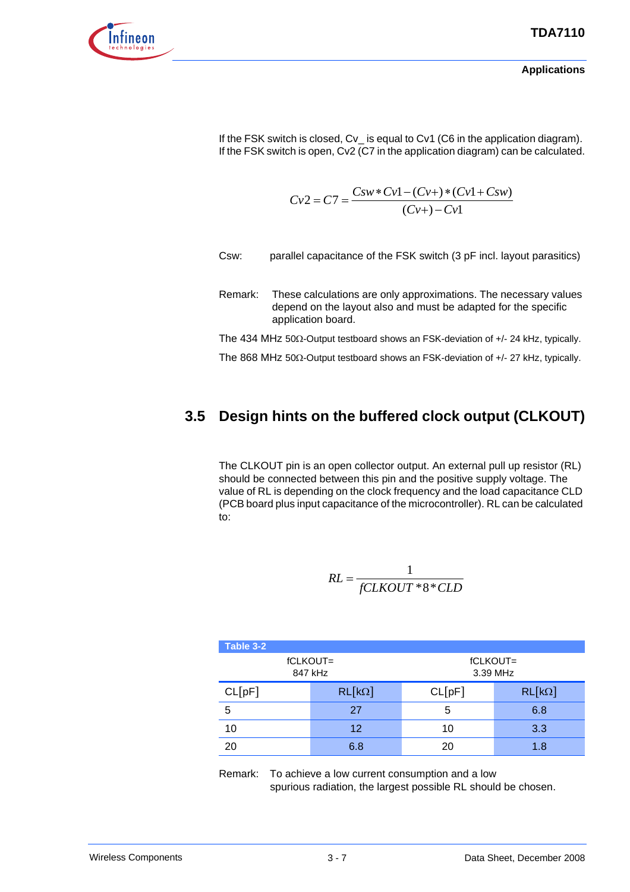If the FSK switch is closed, Cv_ is equal to Cv1 (C6 in the application diagram). If the FSK switch is open, Cv2 (C7 in the application diagram) can be calculated.

$$Cv2 = C7 = \frac{Csw * Cv1 - (Cv+) * (Cv1 + Csw)}{(Cv+) - Cv1}$$

Csw: parallel capacitance of the FSK switch (3 pF incl. layout parasitics)

Remark: These calculations are only approximations. The necessary values depend on the layout also and must be adapted for the specific application board.

The 434 MHz 50Ω-Output testboard shows an FSK-deviation of +/- 24 kHz, typically.

The 868 MHz 50Ω-Output testboard shows an FSK-deviation of +/- 27 kHz, typically.

## 3.5 Design hints on the buffered clock output (CLKOUT)

The CLKOUT pin is an open collector output. An external pull up resistor (RL) should be connected between this pin and the positive supply voltage. The value of RL is depending on the clock frequency and the load capacitance CLD (PCB board plus input capacitance of the microcontroller). RL can be calculated to:

$$RL = \frac{1}{fCLKOUT * 8 * CLD}$$

Table 3-2

| fCLKOUT= 847 kHz | | fCLKOUT= 3.39 MHz | |
|---|---|---|---|
| CL[pF] | RL[kΩ] | CL[pF] | RL[kΩ] |
| 5 | 27 | 5 | 6.8 |
| 10 | 12 | 10 | 3.3 |
| 20 | 6.8 | 20 | 1.8 |

Remark: To achieve a low current consumption and a low spurious radiation, the largest possible RL should be chosen.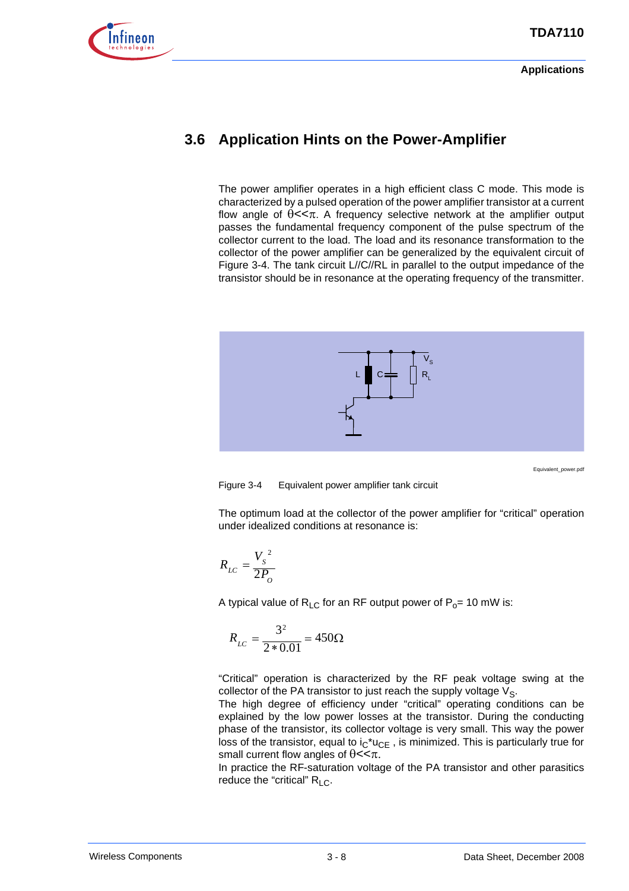## 3.6 Application Hints on the Power-Amplifier

The power amplifier operates in a high efficient class C mode. This mode is characterized by a pulsed operation of the power amplifier transistor at a current flow angle of $\theta << \pi$. A frequency selective network at the amplifier output passes the fundamental frequency component of the pulse spectrum of the collector current to the load. The load and its resonance transformation to the collector of the power amplifier can be generalized by the equivalent circuit of Figure 3-4. The tank circuit L//C//RL in parallel to the output impedance of the transistor should be in resonance at the operating frequency of the transmitter.

Equivalent_power.pdf

Figure 3-4 Equivalent power amplifier tank circuit

The optimum load at the collector of the power amplifier for “critical” operation under idealized conditions at resonance is:

$$R_{LC} = \frac{V_S^{\,2}}{2P_O}$$

A typical value of $R_{LC}$ for an RF output power of $P_o$= 10 mW is:

$$R_{LC} = \frac{3^2}{2 * 0.01} = 450\Omega$$

“Critical” operation is characterized by the RF peak voltage swing at the collector of the PA transistor to just reach the supply voltage $V_S$.
The high degree of efficiency under “critical” operating conditions can be explained by the low power losses at the transistor. During the conducting phase of the transistor, its collector voltage is very small. This way the power loss of the transistor, equal to $i_C{*}u_{CE}$ , is minimized. This is particularly true for small current flow angles of $\theta << \pi$.
In practice the RF-saturation voltage of the PA transistor and other parasitics reduce the “critical” $R_{LC}$.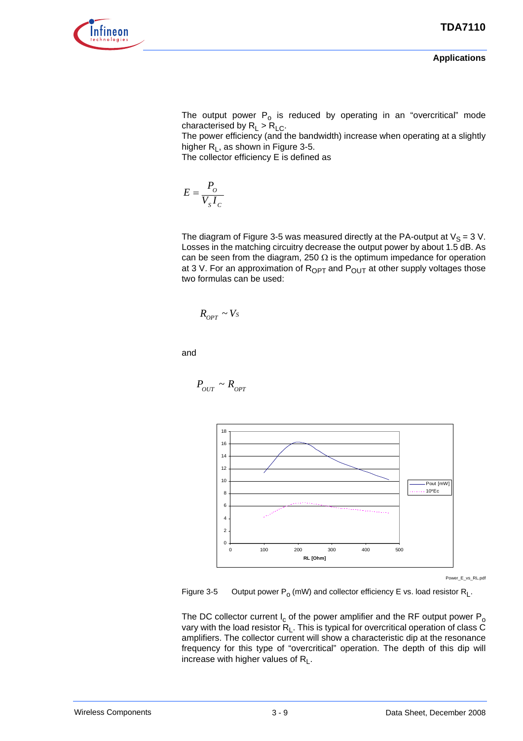The output power $P_o$ is reduced by operating in an “overcritical” mode characterised by $R_L > R_{LC}$.
The power efficiency (and the bandwidth) increase when operating at a slightly higher $R_L$, as shown in Figure 3-5.
The collector efficiency E is defined as

$$E = \frac{P_O}{V_S I_C}$$

The diagram of Figure 3-5 was measured directly at the PA-output at $V_S = 3$ V. Losses in the matching circuitry decrease the output power by about 1.5 dB. As can be seen from the diagram, 250 Ω is the optimum impedance for operation at 3 V. For an approximation of $R_{OPT}$ and $P_{OUT}$ at other supply voltages those two formulas can be used:

$$R_{OPT} \sim V_S$$

and

$$P_{OUT} \sim R_{OPT}$$

Power_E_vs_RL.pdf

Figure 3-5 Output power $P_o$ (mW) and collector efficiency E vs. load resistor $R_L$.

The DC collector current $I_c$ of the power amplifier and the RF output power $P_o$ vary with the load resistor $R_L$. This is typical for overcritical operation of class C amplifiers. The collector current will show a characteristic dip at the resonance frequency for this type of “overcritical” operation. The depth of this dip will increase with higher values of $R_L$.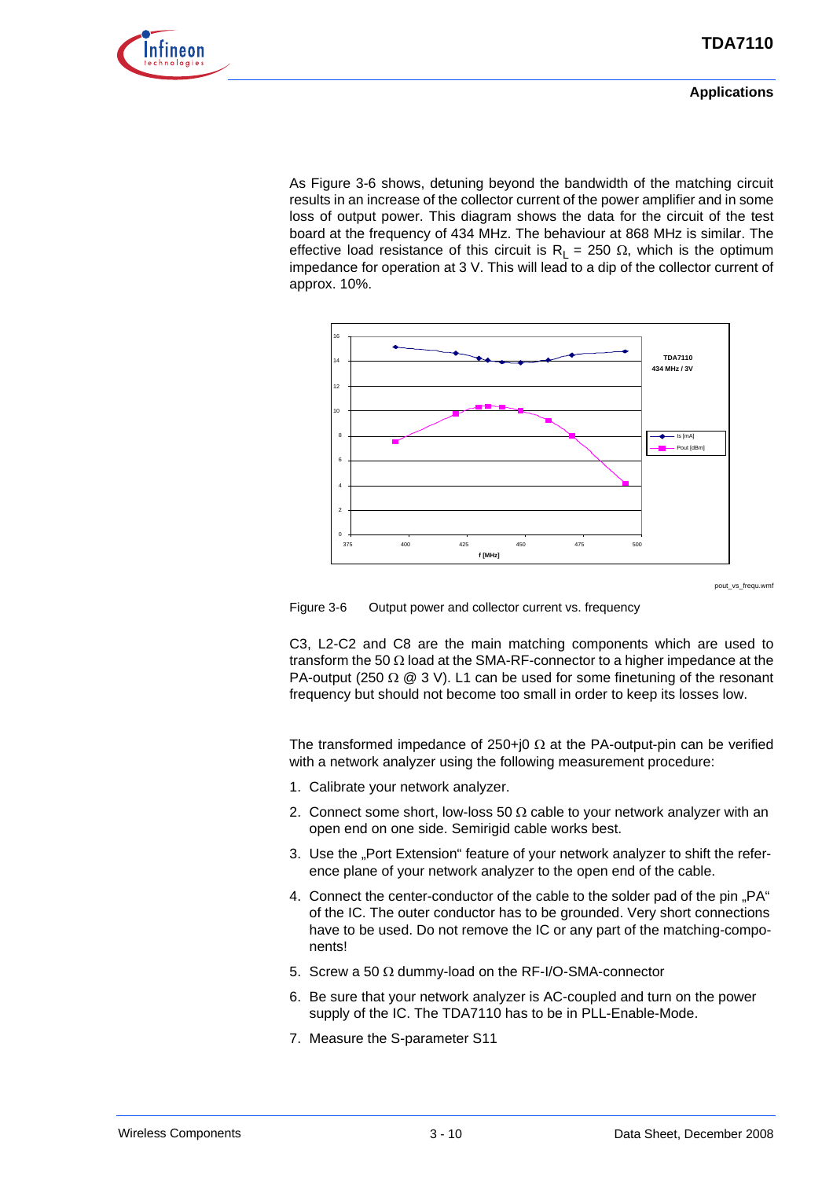As Figure 3-6 shows, detuning beyond the bandwidth of the matching circuit results in an increase of the collector current of the power amplifier and in some loss of output power. This diagram shows the data for the circuit of the test board at the frequency of 434 MHz. The behaviour at 868 MHz is similar. The effective load resistance of this circuit is $R_L$ = 250 Ω, which is the optimum impedance for operation at 3 V. This will lead to a dip of the collector current of approx. 10%.

pout_vs_frequ.wmf

Figure 3-6 Output power and collector current vs. frequency

C3, L2-C2 and C8 are the main matching components which are used to transform the 50 Ω load at the SMA-RF-connector to a higher impedance at the PA-output (250 Ω @ 3 V). L1 can be used for some finetuning of the resonant frequency but should not become too small in order to keep its losses low.

The transformed impedance of 250+j0 Ω at the PA-output-pin can be verified with a network analyzer using the following measurement procedure:

1. Calibrate your network analyzer.
2. Connect some short, low-loss 50 Ω cable to your network analyzer with an open end on one side. Semirigid cable works best.
3. Use the „Port Extension“ feature of your network analyzer to shift the reference plane of your network analyzer to the open end of the cable.
4. Connect the center-conductor of the cable to the solder pad of the pin „PA“ of the IC. The outer conductor has to be grounded. Very short connections have to be used. Do not remove the IC or any part of the matching-components!
5. Screw a 50 Ω dummy-load on the RF-I/O-SMA-connector
6. Be sure that your network analyzer is AC-coupled and turn on the power supply of the IC. The TDA7110 has to be in PLL-Enable-Mode.
7. Measure the S-parameter S11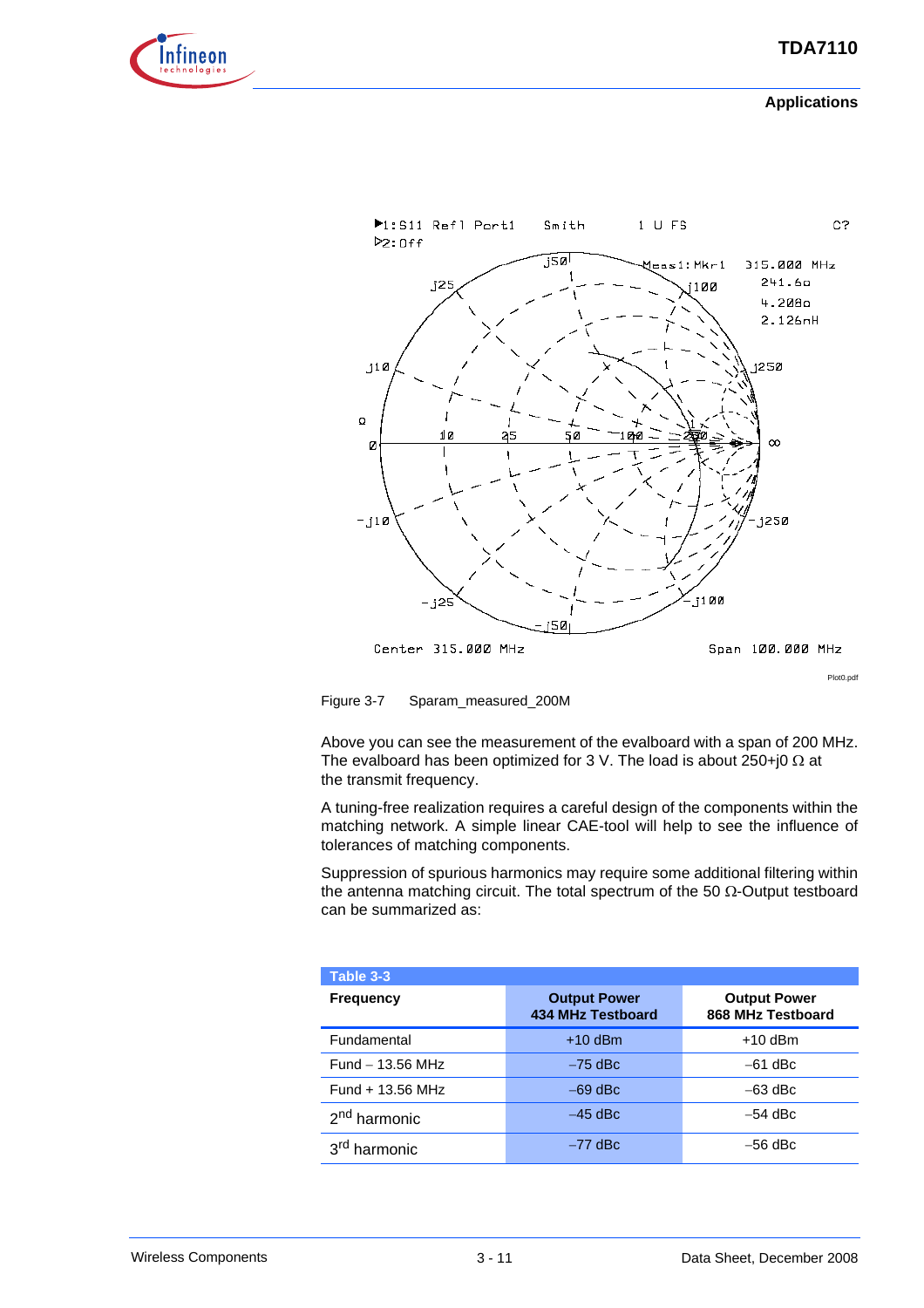Figure 3-7 Sparam_measured_200M

Above you can see the measurement of the evalboard with a span of 200 MHz. The evalboard has been optimized for 3 V. The load is about 250+j0 Ω at the transmit frequency.

A tuning-free realization requires a careful design of the components within the matching network. A simple linear CAE-tool will help to see the influence of tolerances of matching components.

Suppression of spurious harmonics may require some additional filtering within the antenna matching circuit. The total spectrum of the 50 Ω-Output testboard can be summarized as:

**Table 3-3**

| Frequency | Output Power 434 MHz Testboard | Output Power 868 MHz Testboard |
|---|---|---|
| Fundamental | +10 dBm | +10 dBm |
| Fund – 13.56 MHz | –75 dBc | –61 dBc |
| Fund + 13.56 MHz | –69 dBc | –63 dBc |
| 2nd harmonic | –45 dBc | –54 dBc |
| 3rd harmonic | –77 dBc | –56 dBc |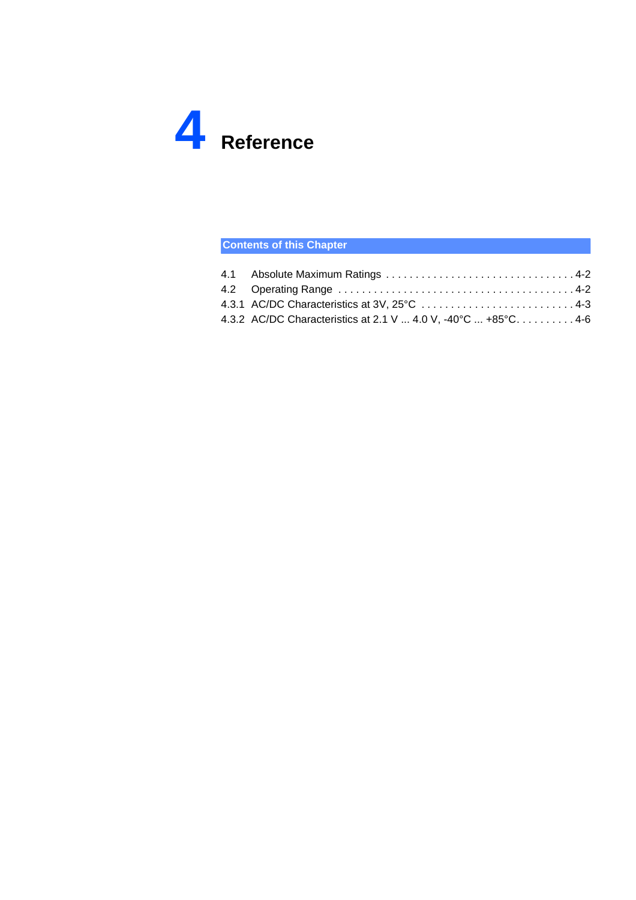# 4 Reference

**Contents of this Chapter**

| | | |
|---|---|---|
| 4.1 | Absolute Maximum Ratings | 4-2 |
| 4.2 | Operating Range | 4-2 |
| 4.3.1 | AC/DC Characteristics at 3V, 25°C | 4-3 |
| 4.3.2 | AC/DC Characteristics at 2.1 V ... 4.0 V, -40°C ... +85°C | 4-6 |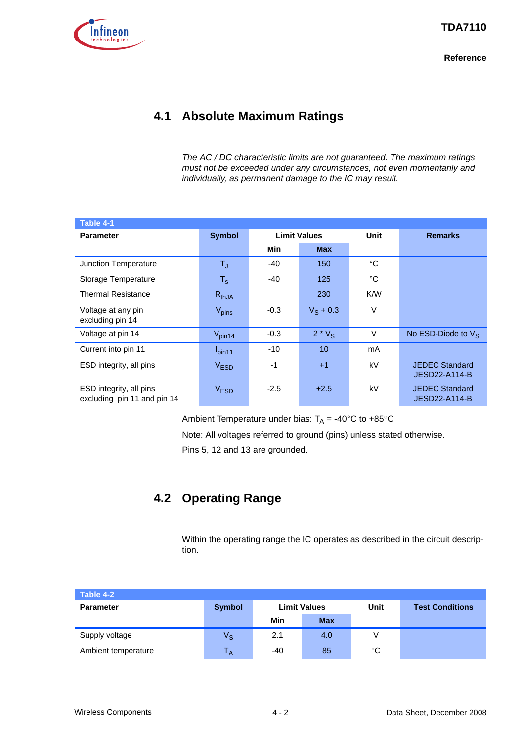## 4.1 Absolute Maximum Ratings

*The AC / DC characteristic limits are not guaranteed. The maximum ratings must not be exceeded under any circumstances, not even momentarily and individually, as permanent damage to the IC may result.*

**Table 4-1**

| Parameter | Symbol | Limit Values | | Unit | Remarks |
|---|---|---|---|---|---|
| | | Min | Max | | |
| Junction Temperature | $T_J$ | -40 | 150 | °C | |
| Storage Temperature | $T_s$ | -40 | 125 | °C | |
| Thermal Resistance | $R_{thJA}$ | | 230 | K/W | |
| Voltage at any pin excluding pin 14 | $V_{pins}$ | -0.3 | $V_S + 0.3$ | V | |
| Voltage at pin 14 | $V_{pin14}$ | -0.3 | $2 * V_S$ | V | No ESD-Diode to $V_S$ |
| Current into pin 11 | $I_{pin11}$ | -10 | 10 | mA | |
| ESD integrity, all pins | $V_{ESD}$ | -1 | +1 | kV | JEDEC Standard JESD22-A114-B |
| ESD integrity, all pins excluding pin 11 and pin 14 | $V_{ESD}$ | -2.5 | +2.5 | kV | JEDEC Standard JESD22-A114-B |

Ambient Temperature under bias: $T_A$ = -40°C to +85°C

Note: All voltages referred to ground (pins) unless stated otherwise.

Pins 5, 12 and 13 are grounded.

## 4.2 Operating Range

Within the operating range the IC operates as described in the circuit description.

**Table 4-2**

| Parameter | Symbol | Limit Values | | Unit | Test Conditions |
|---|---|---|---|---|---|
| | | Min | Max | | |
| Supply voltage | $V_S$ | 2.1 | 4.0 | V | |
| Ambient temperature | $T_A$ | -40 | 85 | °C | |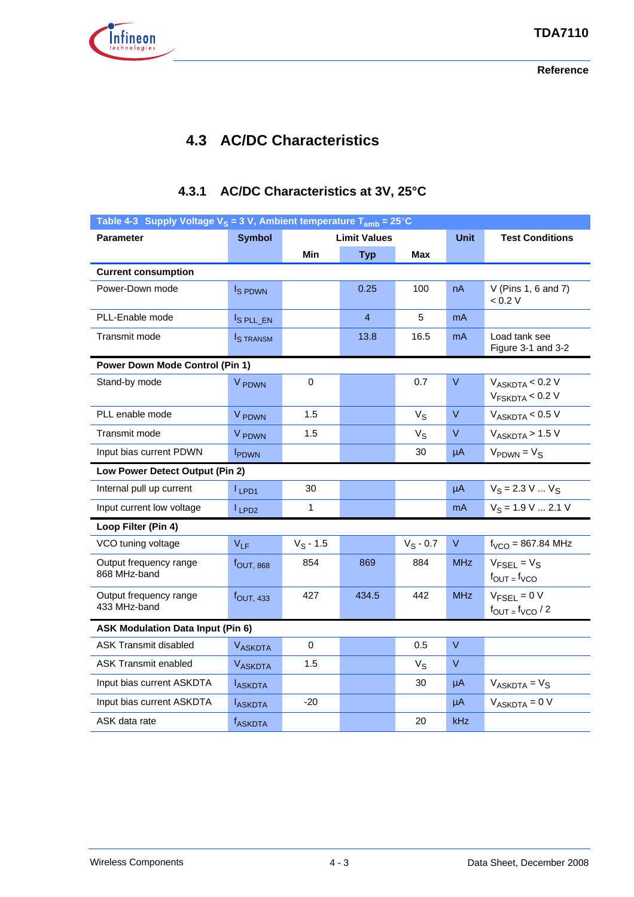## 4.3 AC/DC Characteristics

### 4.3.1 AC/DC Characteristics at 3V, 25°C

Table 4-3 Supply Voltage $V_S$ = 3 V, Ambient temperature $T_{amb}$ = 25°C

| Parameter | Symbol | Limit Values | | | Unit | Test Conditions |
|---|---|---|---|---|---|---|
| | | Min | Typ | Max | | |
| **Current consumption** | | | | | | |
| Power-Down mode | $I_{S\ PDWN}$ | | 0.25 | 100 | nA | V (Pins 1, 6 and 7) < 0.2 V |
| PLL-Enable mode | $I_{S\ PLL\_EN}$ | | 4 | 5 | mA | |
| Transmit mode | $I_{S\ TRANSM}$ | | 13.8 | 16.5 | mA | Load tank see Figure 3-1 and 3-2 |
| **Power Down Mode Control (Pin 1)** | | | | | | |
| Stand-by mode | $V_{PDWN}$ | 0 | | 0.7 | V | $V_{ASKDTA}$ < 0.2 V $V_{FSKDTA}$ < 0.2 V |
| PLL enable mode | $V_{PDWN}$ | 1.5 | | $V_S$ | V | $V_{ASKDTA}$ < 0.5 V |
| Transmit mode | $V_{PDWN}$ | 1.5 | | $V_S$ | V | $V_{ASKDTA}$ > 1.5 V |
| Input bias current PDWN | $I_{PDWN}$ | | | 30 | µA | $V_{PDWN} = V_S$ |
| **Low Power Detect Output (Pin 2)** | | | | | | |
| Internal pull up current | $I_{LPD1}$ | 30 | | | µA | $V_S$ = 2.3 V ... $V_S$ |
| Input current low voltage | $I_{LPD2}$ | 1 | | | mA | $V_S$ = 1.9 V ... 2.1 V |
| **Loop Filter (Pin 4)** | | | | | | |
| VCO tuning voltage | $V_{LF}$ | $V_S$ - 1.5 | | $V_S$ - 0.7 | V | $f_{VCO}$ = 867.84 MHz |
| Output frequency range 868 MHz-band | $f_{OUT,\ 868}$ | 854 | 869 | 884 | MHz | $V_{FSEL} = V_S$ $f_{OUT} = f_{VCO}$ |
| Output frequency range 433 MHz-band | $f_{OUT,\ 433}$ | 427 | 434.5 | 442 | MHz | $V_{FSEL}$ = 0 V $f_{OUT} = f_{VCO} / 2$ |
| **ASK Modulation Data Input (Pin 6)** | | | | | | |
| ASK Transmit disabled | $V_{ASKDTA}$ | 0 | | 0.5 | V | |
| ASK Transmit enabled | $V_{ASKDTA}$ | 1.5 | | $V_S$ | V | |
| Input bias current ASKDTA | $I_{ASKDTA}$ | | | 30 | µA | $V_{ASKDTA} = V_S$ |
| Input bias current ASKDTA | $I_{ASKDTA}$ | -20 | | | µA | $V_{ASKDTA}$ = 0 V |
| ASK data rate | $f_{ASKDTA}$ | | | 20 | kHz | |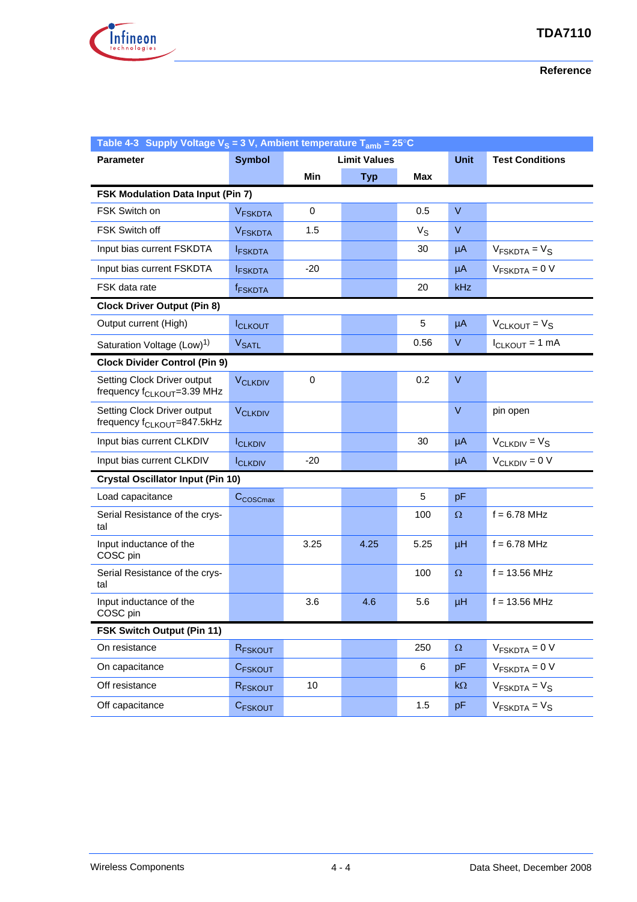**Table 4-3 Supply Voltage $V_S$ = 3 V, Ambient temperature $T_{amb}$ = 25°C**

| Parameter | Symbol | Limit Values | | | Unit | Test Conditions |
|---|---|---|---|---|---|---|
| | | Min | Typ | Max | | |
| **FSK Modulation Data Input (Pin 7)** | | | | | | |
| FSK Switch on | $V_{FSKDTA}$ | 0 | | 0.5 | V | |
| FSK Switch off | $V_{FSKDTA}$ | 1.5 | | $V_S$ | V | |
| Input bias current FSKDTA | $I_{FSKDTA}$ | | | 30 | µA | $V_{FSKDTA} = V_S$ |
| Input bias current FSKDTA | $I_{FSKDTA}$ | -20 | | | µA | $V_{FSKDTA}$ = 0 V |
| FSK data rate | $f_{FSKDTA}$ | | | 20 | kHz | |
| **Clock Driver Output (Pin 8)** | | | | | | |
| Output current (High) | $I_{CLKOUT}$ | | | 5 | µA | $V_{CLKOUT} = V_S$ |
| Saturation Voltage (Low)[1] | $V_{SATL}$ | | | 0.56 | V | $I_{CLKOUT}$ = 1 mA |
| **Clock Divider Control (Pin 9)** | | | | | | |
| Setting Clock Driver output frequency $f_{CLKOUT}$=3.39 MHz | $V_{CLKDIV}$ | 0 | | 0.2 | V | |
| Setting Clock Driver output frequency $f_{CLKOUT}$=847.5kHz | $V_{CLKDIV}$ | | | | V | pin open |
| Input bias current CLKDIV | $I_{CLKDIV}$ | | | 30 | µA | $V_{CLKDIV} = V_S$ |
| Input bias current CLKDIV | $I_{CLKDIV}$ | -20 | | | µA | $V_{CLKDIV}$ = 0 V |
| **Crystal Oscillator Input (Pin 10)** | | | | | | |
| Load capacitance | $C_{COSCmax}$ | | | 5 | pF | |
| Serial Resistance of the crystal | | | | 100 | Ω | f = 6.78 MHz |
| Input inductance of the COSC pin | | 3.25 | 4.25 | 5.25 | µH | f = 6.78 MHz |
| Serial Resistance of the crystal | | | | 100 | Ω | f = 13.56 MHz |
| Input inductance of the COSC pin | | 3.6 | 4.6 | 5.6 | µH | f = 13.56 MHz |
| **FSK Switch Output (Pin 11)** | | | | | | |
| On resistance | $R_{FSKOUT}$ | | | 250 | Ω | $V_{FSKDTA}$ = 0 V |
| On capacitance | $C_{FSKOUT}$ | | | 6 | pF | $V_{FSKDTA}$ = 0 V |
| Off resistance | $R_{FSKOUT}$ | 10 | | | kΩ | $V_{FSKDTA} = V_S$ |
| Off capacitance | $C_{FSKOUT}$ | | | 1.5 | pF | $V_{FSKDTA} = V_S$ |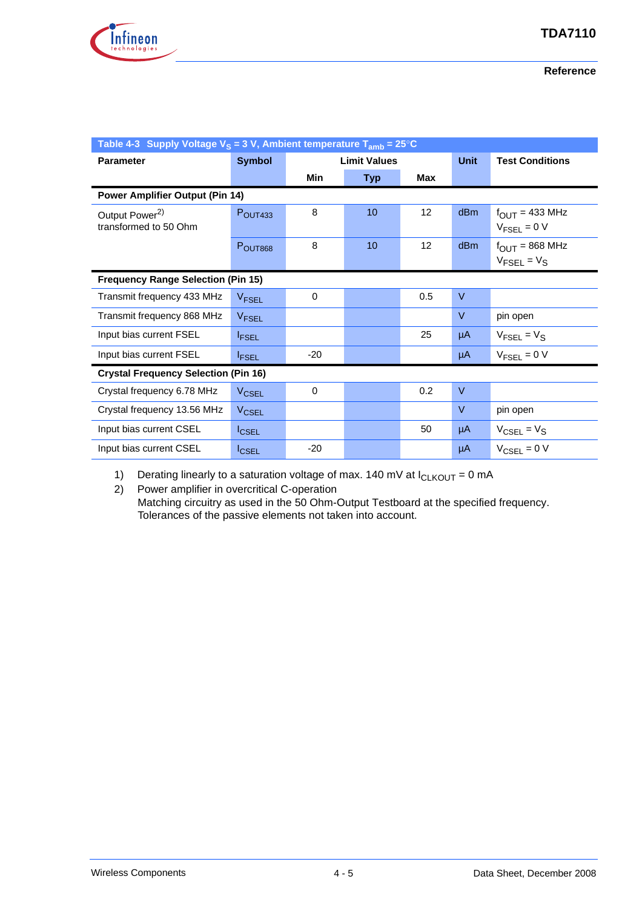**Table 4-3 Supply Voltage $V_S$ = 3 V, Ambient temperature $T_{amb}$ = 25°C**

| Parameter | Symbol | Limit Values | | | Unit | Test Conditions |
|---|---|---|---|---|---|---|
| | | Min | Typ | Max | | |
| **Power Amplifier Output (Pin 14)** | | | | | | |
| Output Power[2] transformed to 50 Ohm | $P_{OUT433}$ | 8 | 10 | 12 | dBm | $f_{OUT}$ = 433 MHz $V_{FSEL}$ = 0 V |
| | $P_{OUT868}$ | 8 | 10 | 12 | dBm | $f_{OUT}$ = 868 MHz $V_{FSEL}$ = $V_S$ |
| **Frequency Range Selection (Pin 15)** | | | | | | |
| Transmit frequency 433 MHz | $V_{FSEL}$ | 0 | | 0.5 | V | |
| Transmit frequency 868 MHz | $V_{FSEL}$ | | | | V | pin open |
| Input bias current FSEL | $I_{FSEL}$ | | | 25 | µA | $V_{FSEL}$ = $V_S$ |
| Input bias current FSEL | $I_{FSEL}$ | -20 | | | µA | $V_{FSEL}$ = 0 V |
| **Crystal Frequency Selection (Pin 16)** | | | | | | |
| Crystal frequency 6.78 MHz | $V_{CSEL}$ | 0 | | 0.2 | V | |
| Crystal frequency 13.56 MHz | $V_{CSEL}$ | | | | V | pin open |
| Input bias current CSEL | $I_{CSEL}$ | | | 50 | µA | $V_{CSEL}$ = $V_S$ |
| Input bias current CSEL | $I_{CSEL}$ | -20 | | | µA | $V_{CSEL}$ = 0 V |

1) Derating linearly to a saturation voltage of max. 140 mV at $I_{CLKOUT}$ = 0 mA

2) Power amplifier in overcritical C-operation
Matching circuitry as used in the 50 Ohm-Output Testboard at the specified frequency.
Tolerances of the passive elements not taken into account.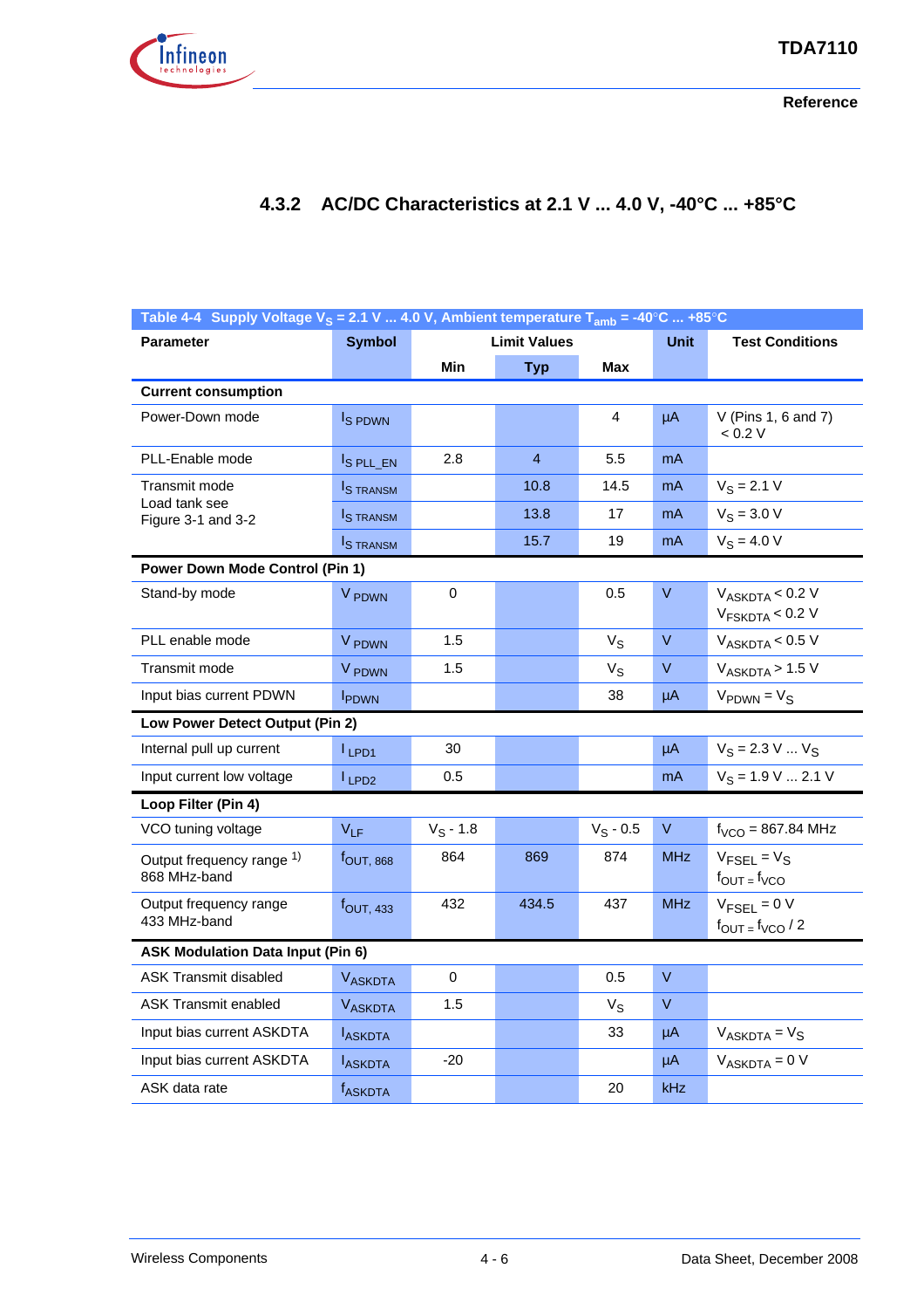### 4.3.2 AC/DC Characteristics at 2.1 V ... 4.0 V, -40°C ... +85°C

Table 4-4 Supply Voltage $V_S$ = 2.1 V ... 4.0 V, Ambient temperature $T_{amb}$ = -40°C ... +85°C

| Parameter | Symbol | Limit Values | | | Unit | Test Conditions |
|---|---|---|---|---|---|---|
| | | Min | Typ | Max | | |
| **Current consumption** | | | | | | |
| Power-Down mode | $I_{S\ PDWN}$ | | | 4 | µA | V (Pins 1, 6 and 7) < 0.2 V |
| PLL-Enable mode | $I_{S\ PLL\_EN}$ | 2.8 | 4 | 5.5 | mA | |
| Transmit mode Load tank see Figure 3-1 and 3-2 | $I_{S\ TRANSM}$ | | 10.8 | 14.5 | mA | $V_S$ = 2.1 V |
| | $I_{S\ TRANSM}$ | | 13.8 | 17 | mA | $V_S$ = 3.0 V |
| | $I_{S\ TRANSM}$ | | 15.7 | 19 | mA | $V_S$ = 4.0 V |
| **Power Down Mode Control (Pin 1)** | | | | | | |
| Stand-by mode | $V_{PDWN}$ | 0 | | 0.5 | V | $V_{ASKDTA}$ < 0.2 V $V_{FSKDTA}$ < 0.2 V |
| PLL enable mode | $V_{PDWN}$ | 1.5 | | $V_S$ | V | $V_{ASKDTA}$ < 0.5 V |
| Transmit mode | $V_{PDWN}$ | 1.5 | | $V_S$ | V | $V_{ASKDTA}$ > 1.5 V |
| Input bias current PDWN | $I_{PDWN}$ | | | 38 | µA | $V_{PDWN}$ = $V_S$ |
| **Low Power Detect Output (Pin 2)** | | | | | | |
| Internal pull up current | $I_{LPD1}$ | 30 | | | µA | $V_S$ = 2.3 V ... $V_S$ |
| Input current low voltage | $I_{LPD2}$ | 0.5 | | | mA | $V_S$ = 1.9 V ... 2.1 V |
| **Loop Filter (Pin 4)** | | | | | | |
| VCO tuning voltage | $V_{LF}$ | $V_S$ - 1.8 | | $V_S$ - 0.5 | V | $f_{VCO}$ = 867.84 MHz |
| Output frequency range [1] 868 MHz-band | $f_{OUT,\ 868}$ | 864 | 869 | 874 | MHz | $V_{FSEL}$ = $V_S$ $f_{OUT}$ = $f_{VCO}$ |
| Output frequency range 433 MHz-band | $f_{OUT,\ 433}$ | 432 | 434.5 | 437 | MHz | $V_{FSEL}$ = 0 V $f_{OUT}$ = $f_{VCO}$ / 2 |
| **ASK Modulation Data Input (Pin 6)** | | | | | | |
| ASK Transmit disabled | $V_{ASKDTA}$ | 0 | | 0.5 | V | |
| ASK Transmit enabled | $V_{ASKDTA}$ | 1.5 | | $V_S$ | V | |
| Input bias current ASKDTA | $I_{ASKDTA}$ | | | 33 | µA | $V_{ASKDTA}$ = $V_S$ |
| Input bias current ASKDTA | $I_{ASKDTA}$ | -20 | | | µA | $V_{ASKDTA}$ = 0 V |
| ASK data rate | $f_{ASKDTA}$ | | | 20 | kHz | |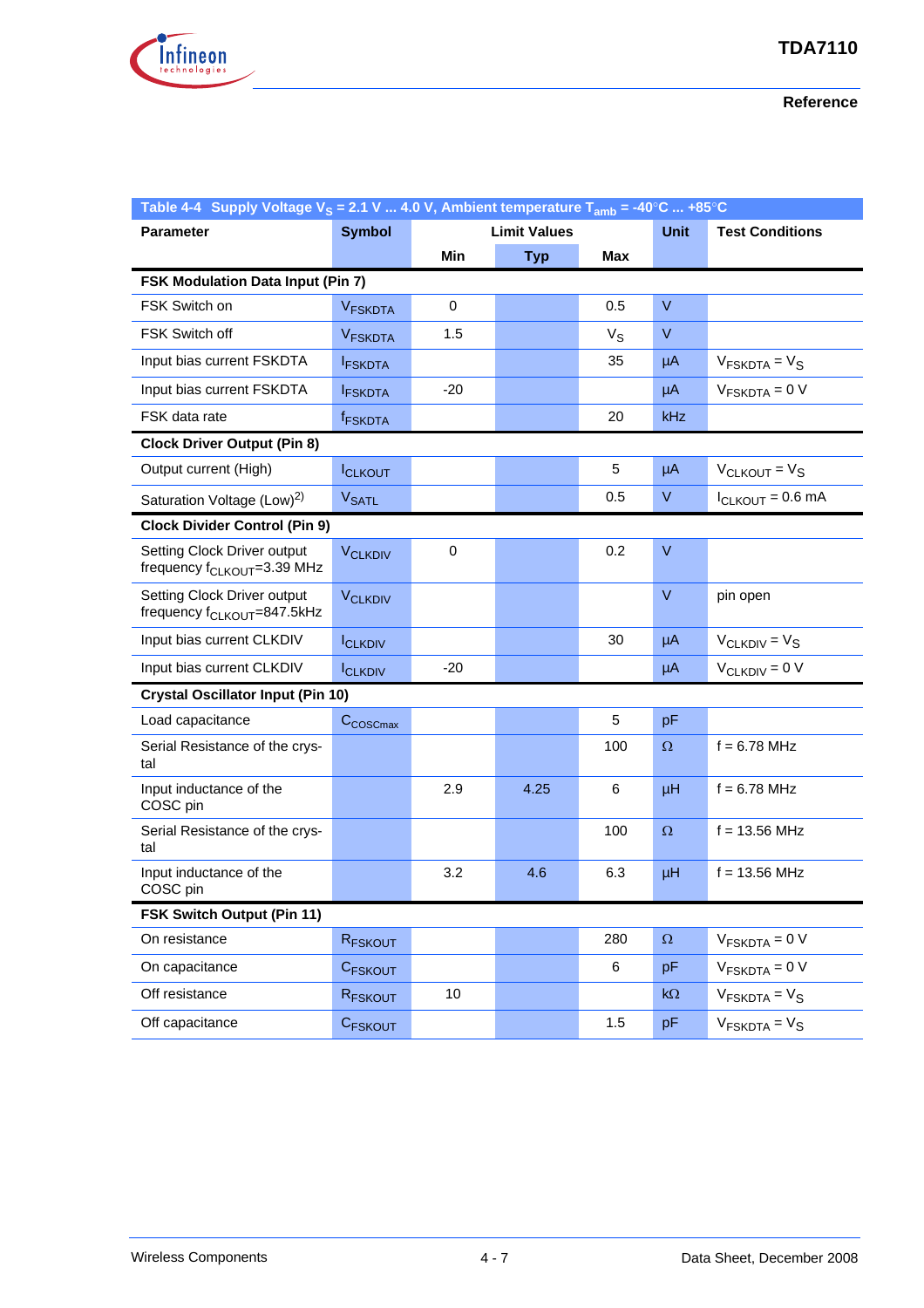**Table 4-4 Supply Voltage $V_S$ = 2.1 V ... 4.0 V, Ambient temperature $T_{amb}$ = -40°C ... +85°C**

| Parameter | Symbol | Limit Values | | | Unit | Test Conditions |
|---|---|---|---|---|---|---|
| | | Min | Typ | Max | | |
| **FSK Modulation Data Input (Pin 7)** | | | | | | |
| FSK Switch on | $V_{FSKDTA}$ | 0 | | 0.5 | V | |
| FSK Switch off | $V_{FSKDTA}$ | 1.5 | | $V_S$ | V | |
| Input bias current FSKDTA | $I_{FSKDTA}$ | | | 35 | µA | $V_{FSKDTA} = V_S$ |
| Input bias current FSKDTA | $I_{FSKDTA}$ | -20 | | | µA | $V_{FSKDTA}$ = 0 V |
| FSK data rate | $f_{FSKDTA}$ | | | 20 | kHz | |
| **Clock Driver Output (Pin 8)** | | | | | | |
| Output current (High) | $I_{CLKOUT}$ | | | 5 | µA | $V_{CLKOUT} = V_S$ |
| Saturation Voltage (Low)[2)] | $V_{SATL}$ | | | 0.5 | V | $I_{CLKOUT}$ = 0.6 mA |
| **Clock Divider Control (Pin 9)** | | | | | | |
| Setting Clock Driver output frequency $f_{CLKOUT}$=3.39 MHz | $V_{CLKDIV}$ | 0 | | 0.2 | V | |
| Setting Clock Driver output frequency $f_{CLKOUT}$=847.5kHz | $V_{CLKDIV}$ | | | | V | pin open |
| Input bias current CLKDIV | $I_{CLKDIV}$ | | | 30 | µA | $V_{CLKDIV} = V_S$ |
| Input bias current CLKDIV | $I_{CLKDIV}$ | -20 | | | µA | $V_{CLKDIV}$ = 0 V |
| **Crystal Oscillator Input (Pin 10)** | | | | | | |
| Load capacitance | $C_{COSCmax}$ | | | 5 | pF | |
| Serial Resistance of the crystal | | | | 100 | Ω | f = 6.78 MHz |
| Input inductance of the COSC pin | | 2.9 | 4.25 | 6 | µH | f = 6.78 MHz |
| Serial Resistance of the crystal | | | | 100 | Ω | f = 13.56 MHz |
| Input inductance of the COSC pin | | 3.2 | 4.6 | 6.3 | µH | f = 13.56 MHz |
| **FSK Switch Output (Pin 11)** | | | | | | |
| On resistance | $R_{FSKOUT}$ | | | 280 | Ω | $V_{FSKDTA}$ = 0 V |
| On capacitance | $C_{FSKOUT}$ | | | 6 | pF | $V_{FSKDTA}$ = 0 V |
| Off resistance | $R_{FSKOUT}$ | 10 | | | kΩ | $V_{FSKDTA} = V_S$ |
| Off capacitance | $C_{FSKOUT}$ | | | 1.5 | pF | $V_{FSKDTA} = V_S$ |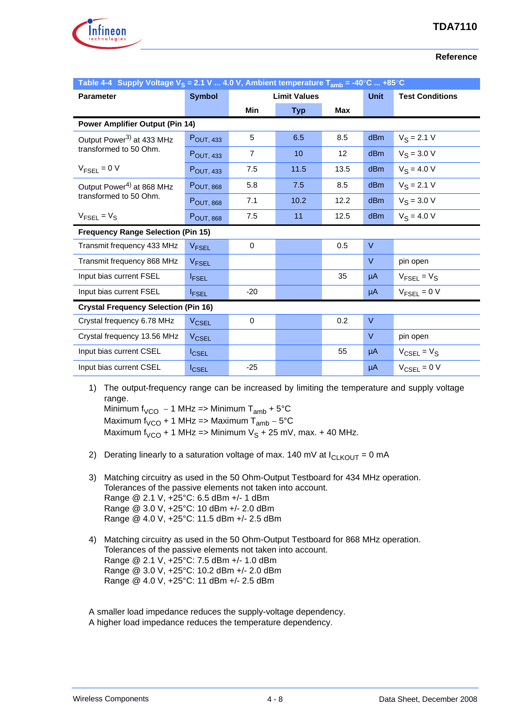Reference

| Table 4-4 Supply Voltage $V_S$ = 2.1 V ... 4.0 V, Ambient temperature $T_{amb}$ = -40°C ... +85°C | | | | | | |
|---|---|---|---|---|---|---|
| **Parameter** | **Symbol** | **Limit Values** | | | **Unit** | **Test Conditions** |
| | | **Min** | **Typ** | **Max** | | |
| **Power Amplifier Output (Pin 14)** | | | | | | |
| Output Power[3)] at 433 MHz transformed to 50 Ohm. | $P_{OUT, 433}$ | 5 | 6.5 | 8.5 | dBm | $V_S$ = 2.1 V |
| | $P_{OUT, 433}$ | 7 | 10 | 12 | dBm | $V_S$ = 3.0 V |
| $V_{FSEL}$ = 0 V | $P_{OUT, 433}$ | 7.5 | 11.5 | 13.5 | dBm | $V_S$ = 4.0 V |
| Output Power[4)] at 868 MHz transformed to 50 Ohm. | $P_{OUT, 868}$ | 5.8 | 7.5 | 8.5 | dBm | $V_S$ = 2.1 V |
| | $P_{OUT, 868}$ | 7.1 | 10.2 | 12.2 | dBm | $V_S$ = 3.0 V |
| $V_{FSEL}$ = $V_S$ | $P_{OUT, 868}$ | 7.5 | 11 | 12.5 | dBm | $V_S$ = 4.0 V |
| **Frequency Range Selection (Pin 15)** | | | | | | |
| Transmit frequency 433 MHz | $V_{FSEL}$ | 0 | | 0.5 | V | |
| Transmit frequency 868 MHz | $V_{FSEL}$ | | | | V | pin open |
| Input bias current FSEL | $I_{FSEL}$ | | | 35 | µA | $V_{FSEL}$ = $V_S$ |
| Input bias current FSEL | $I_{FSEL}$ | -20 | | | µA | $V_{FSEL}$ = 0 V |
| **Crystal Frequency Selection (Pin 16)** | | | | | | |
| Crystal frequency 6.78 MHz | $V_{CSEL}$ | 0 | | 0.2 | V | |
| Crystal frequency 13.56 MHz | $V_{CSEL}$ | | | | V | pin open |
| Input bias current CSEL | $I_{CSEL}$ | | | 55 | µA | $V_{CSEL}$ = $V_S$ |
| Input bias current CSEL | $I_{CSEL}$ | -25 | | | µA | $V_{CSEL}$ = 0 V |

1) The output-frequency range can be increased by limiting the temperature and supply voltage range.
Minimum $f_{VCO}$ – 1 MHz => Minimum $T_{amb}$ + 5°C
Maximum $f_{VCO}$ + 1 MHz => Maximum $T_{amb}$ – 5°C
Maximum $f_{VCO}$ + 1 MHz => Minimum $V_S$ + 25 mV, max. + 40 MHz.

2) Derating linearly to a saturation voltage of max. 140 mV at $I_{CLKOUT}$ = 0 mA

3) Matching circuitry as used in the 50 Ohm-Output Testboard for 434 MHz operation.
Tolerances of the passive elements not taken into account.
Range @ 2.1 V, +25°C: 6.5 dBm +/- 1 dBm
Range @ 3.0 V, +25°C: 10 dBm +/- 2.0 dBm
Range @ 4.0 V, +25°C: 11.5 dBm +/- 2.5 dBm

4) Matching circuitry as used in the 50 Ohm-Output Testboard for 868 MHz operation.
Tolerances of the passive elements not taken into account.
Range @ 2.1 V, +25°C: 7.5 dBm +/- 1.0 dBm
Range @ 3.0 V, +25°C: 10.2 dBm +/- 2.0 dBm
Range @ 4.0 V, +25°C: 11 dBm +/- 2.5 dBm

A smaller load impedance reduces the supply-voltage dependency.
A higher load impedance reduces the temperature dependency.